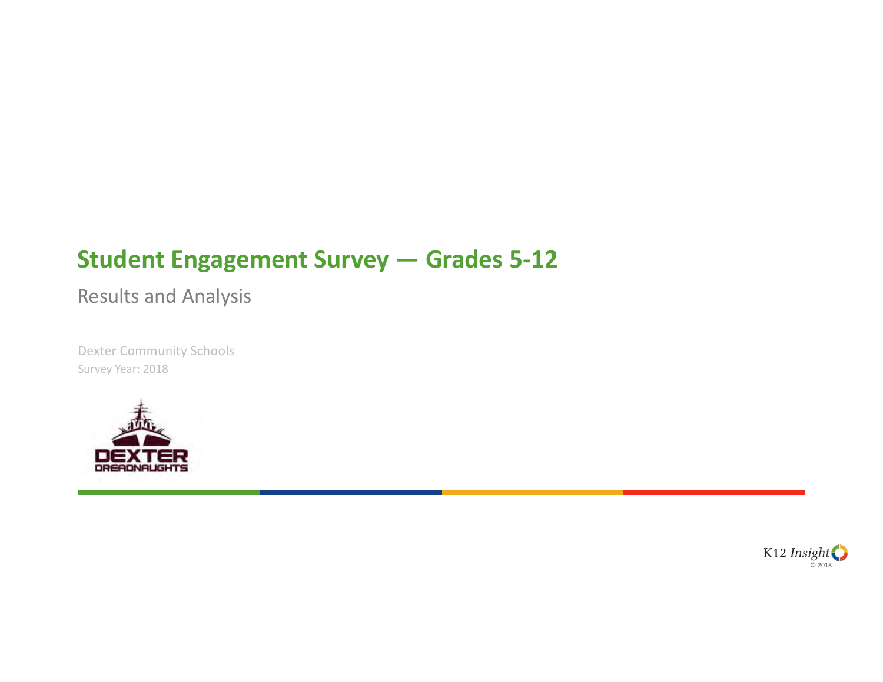# Student Engagement Survey — Grades 5-12

Results and Analysis

Dexter Community Schools

Survey Year: 2018

K12 Insight

© 2018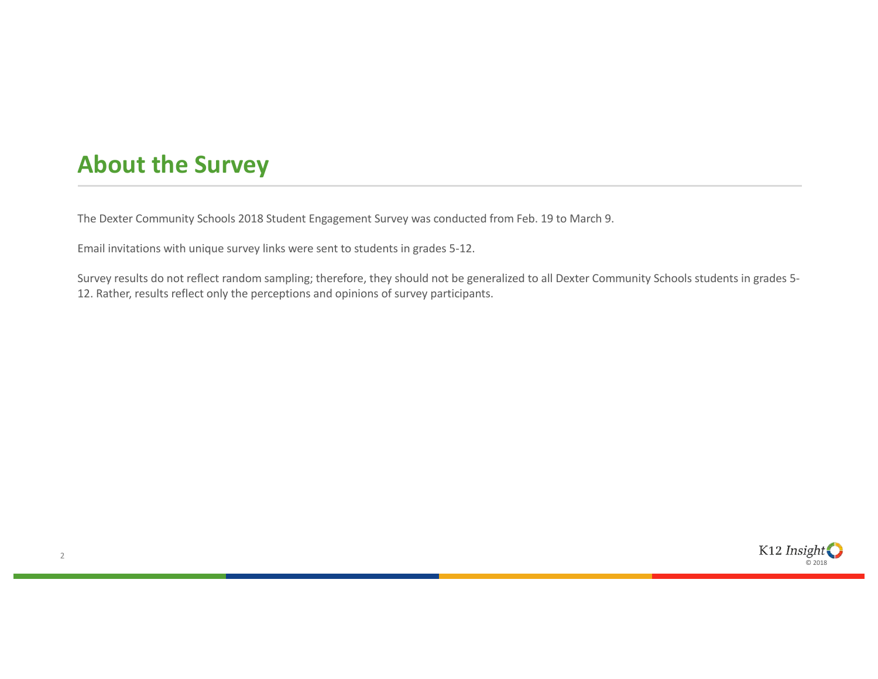# About the Survey

The Dexter Community Schools 2018 Student Engagement Survey was conducted from Feb. 19 to March 9.

Email invitations with unique survey links were sent to students in grades 5-12.

Survey results do not reflect random sampling; therefore, they should not be generalized to all Dexter Community Schools students in grades 5-12. Rather, results reflect only the perceptions and opinions of survey participants.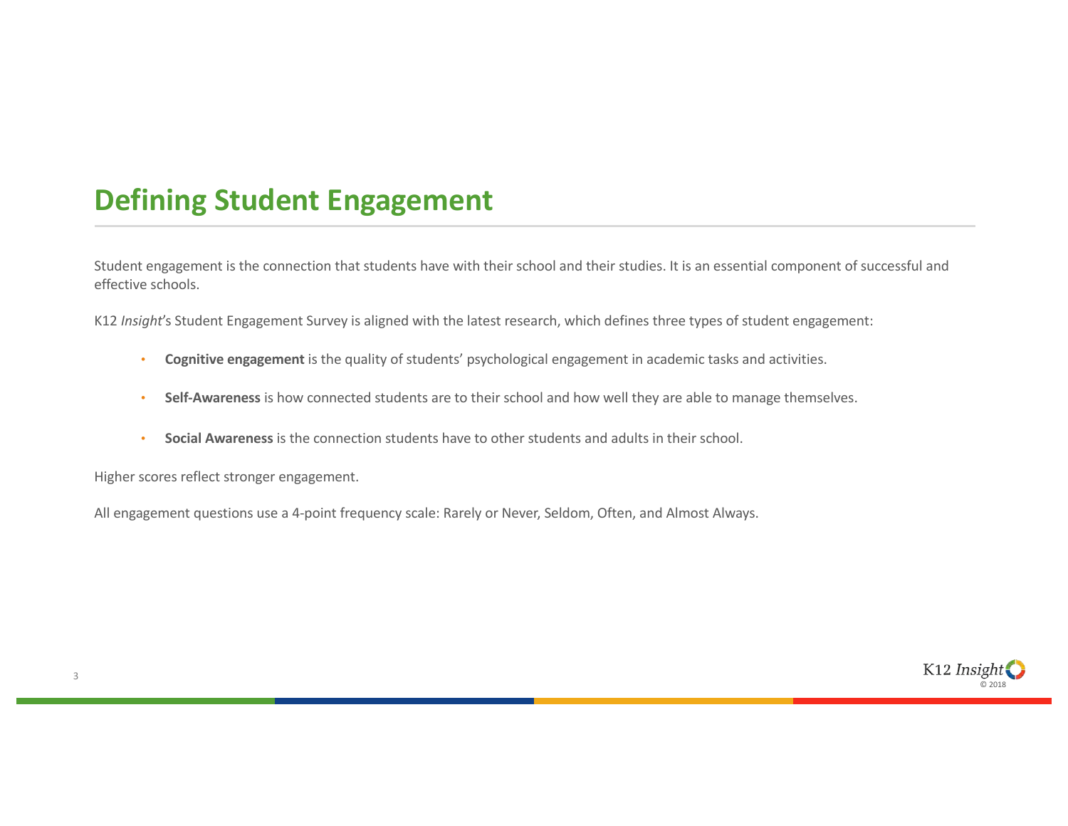# Defining Student Engagement

Student engagement is the connection that students have with their school and their studies. It is an essential component of successful and effective schools.

K12 *Insight*'s Student Engagement Survey is aligned with the latest research, which defines three types of student engagement:

- **Cognitive engagement** is the quality of students' psychological engagement in academic tasks and activities.
- **Self-Awareness** is how connected students are to their school and how well they are able to manage themselves.
- **Social Awareness** is the connection students have to other students and adults in their school.

Higher scores reflect stronger engagement.

All engagement questions use a 4-point frequency scale: Rarely or Never, Seldom, Often, and Almost Always.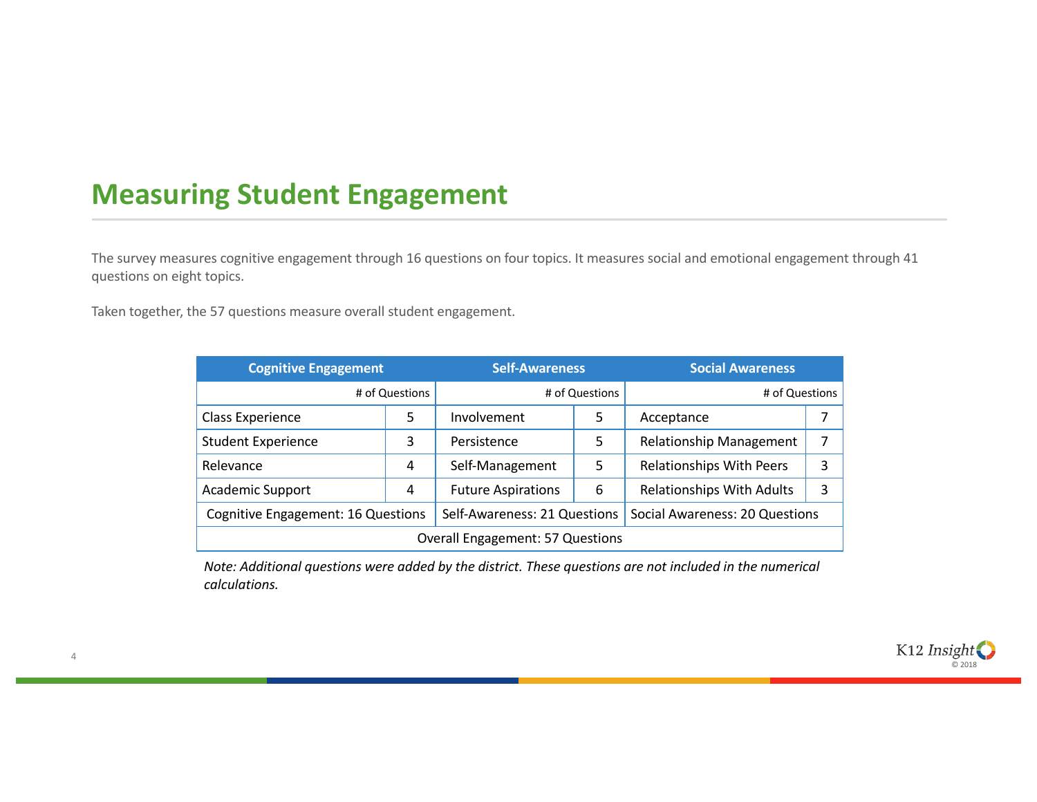# Measuring Student Engagement

The survey measures cognitive engagement through 16 questions on four topics. It measures social and emotional engagement through 41 questions on eight topics.

Taken together, the 57 questions measure overall student engagement.

| Cognitive Engagement | | Self-Awareness | | Social Awareness | |
|---|---|---|---|---|---|
| | # of Questions | | # of Questions | | # of Questions |
| Class Experience | 5 | Involvement | 5 | Acceptance | 7 |
| Student Experience | 3 | Persistence | 5 | Relationship Management | 7 |
| Relevance | 4 | Self-Management | 5 | Relationships With Peers | 3 |
| Academic Support | 4 | Future Aspirations | 6 | Relationships With Adults | 3 |
| Cognitive Engagement: 16 Questions | | Self-Awareness: 21 Questions | | Social Awareness: 20 Questions | |
| Overall Engagement: 57 Questions | | | | | |

*Note: Additional questions were added by the district. These questions are not included in the numerical calculations.*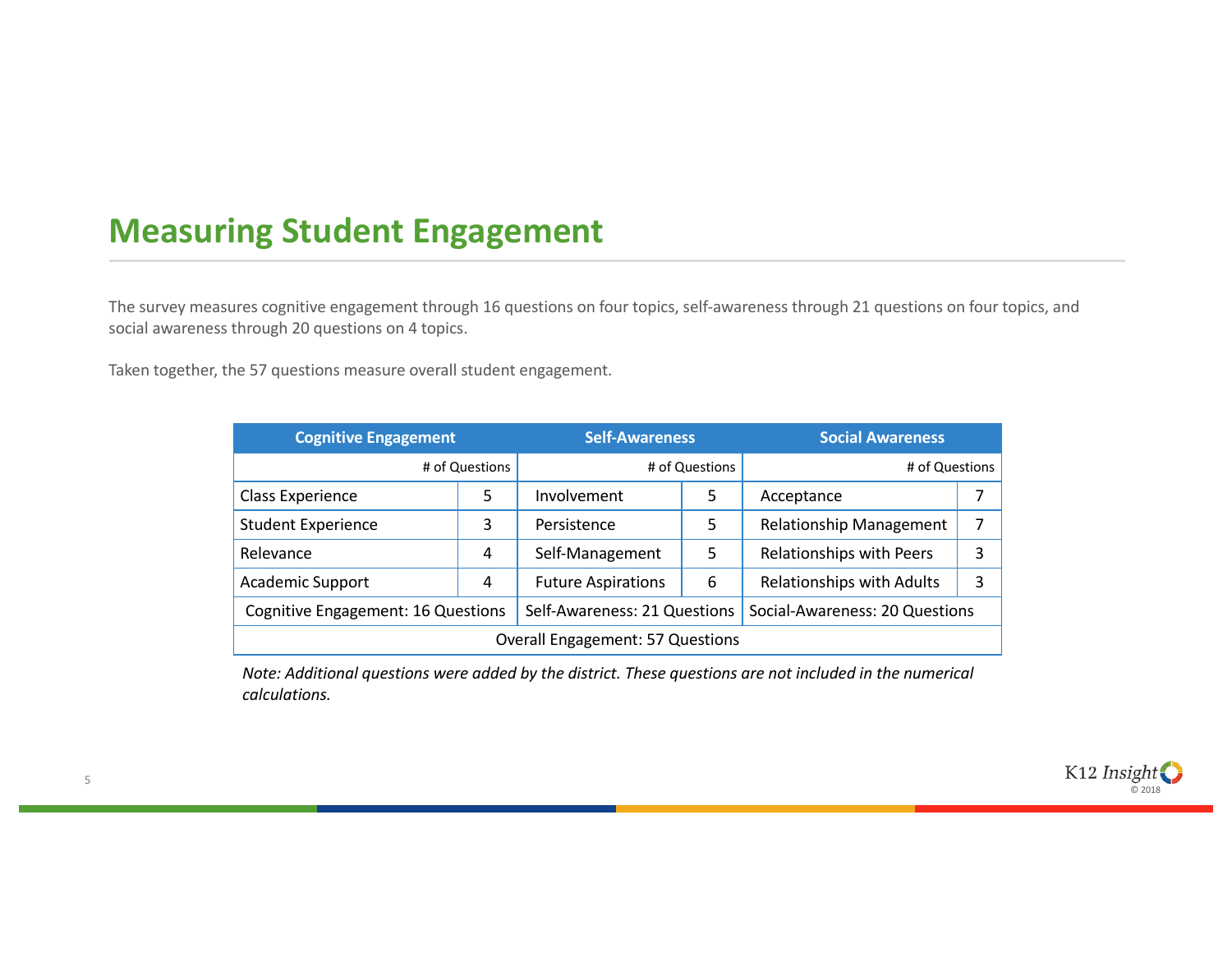# Measuring Student Engagement

The survey measures cognitive engagement through 16 questions on four topics, self-awareness through 21 questions on four topics, and social awareness through 20 questions on 4 topics.

Taken together, the 57 questions measure overall student engagement.

| Cognitive Engagement | | Self-Awareness | | Social Awareness | |
|---|---|---|---|---|---|
| | # of Questions | | # of Questions | | # of Questions |
| Class Experience | 5 | Involvement | 5 | Acceptance | 7 |
| Student Experience | 3 | Persistence | 5 | Relationship Management | 7 |
| Relevance | 4 | Self-Management | 5 | Relationships with Peers | 3 |
| Academic Support | 4 | Future Aspirations | 6 | Relationships with Adults | 3 |
| Cognitive Engagement: 16 Questions | | Self-Awareness: 21 Questions | | Social-Awareness: 20 Questions | |
| Overall Engagement: 57 Questions | | | | | |

*Note: Additional questions were added by the district. These questions are not included in the numerical calculations.*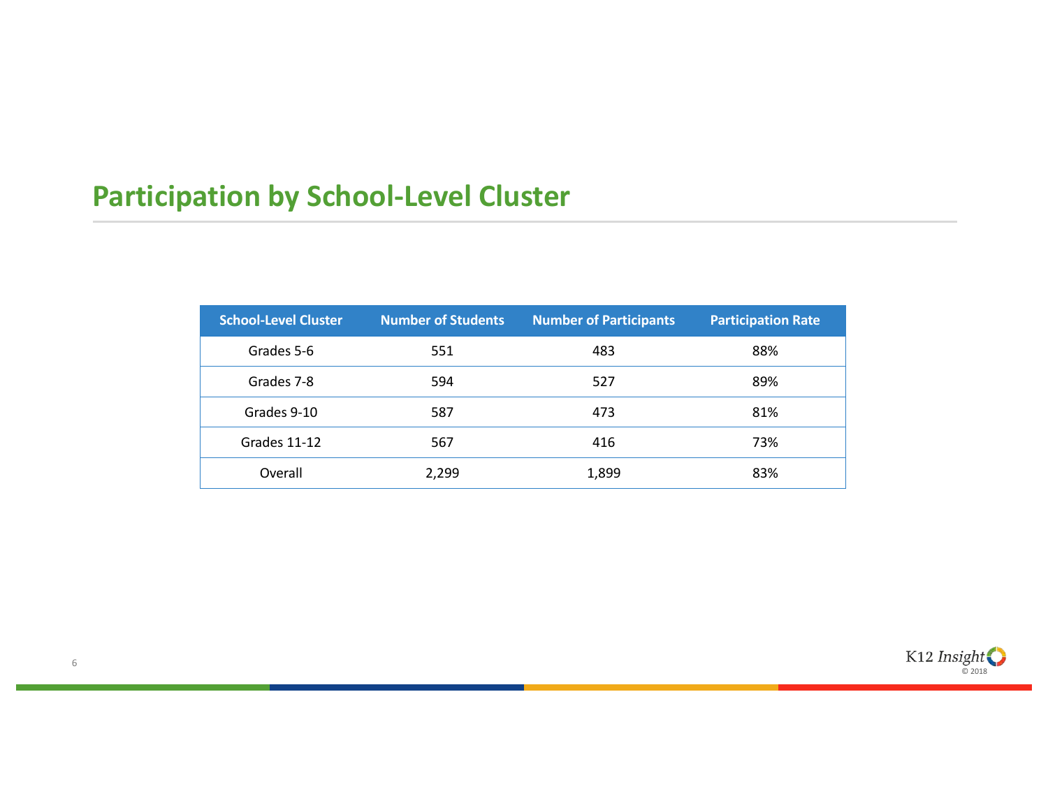# Participation by School-Level Cluster

| School-Level Cluster | Number of Students | Number of Participants | Participation Rate |
|---|---|---|---|
| Grades 5-6 | 551 | 483 | 88% |
| Grades 7-8 | 594 | 527 | 89% |
| Grades 9-10 | 587 | 473 | 81% |
| Grades 11-12 | 567 | 416 | 73% |
| Overall | 2,299 | 1,899 | 83% |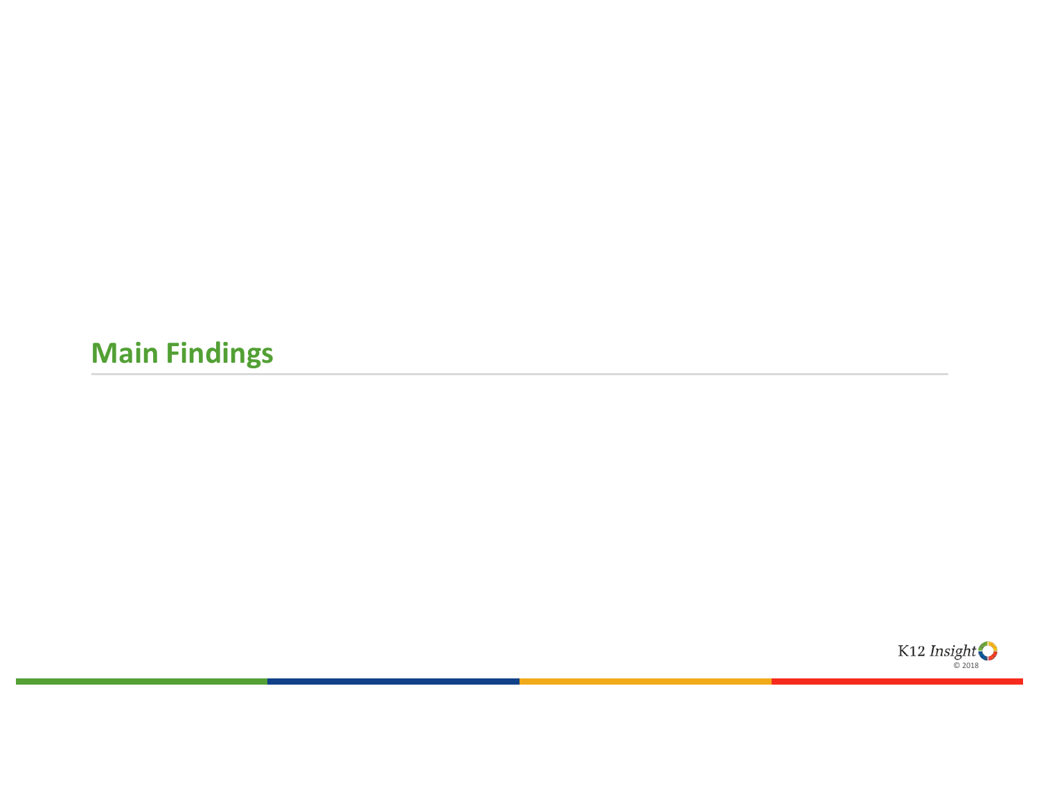# Main Findings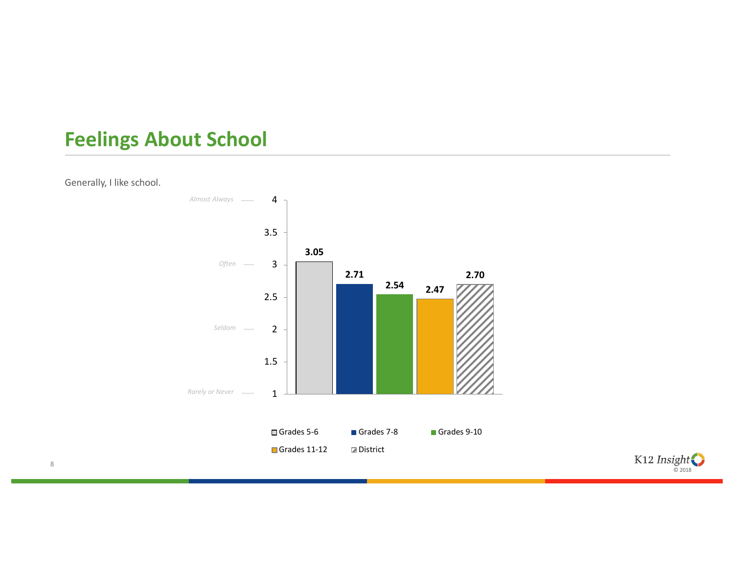# Feelings About School

Generally, I like school.

| Group | Mean |
| --- | --- |
| Grades 5-6 | 3.05 |
| Grades 7-8 | 2.71 |
| Grades 9-10 | 2.54 |
| Grades 11-12 | 2.47 |
| District | 2.70 |

Scale: 1 = *Rarely or Never*, 2 = *Seldom*, 3 = *Often*, 4 = *Almost Always*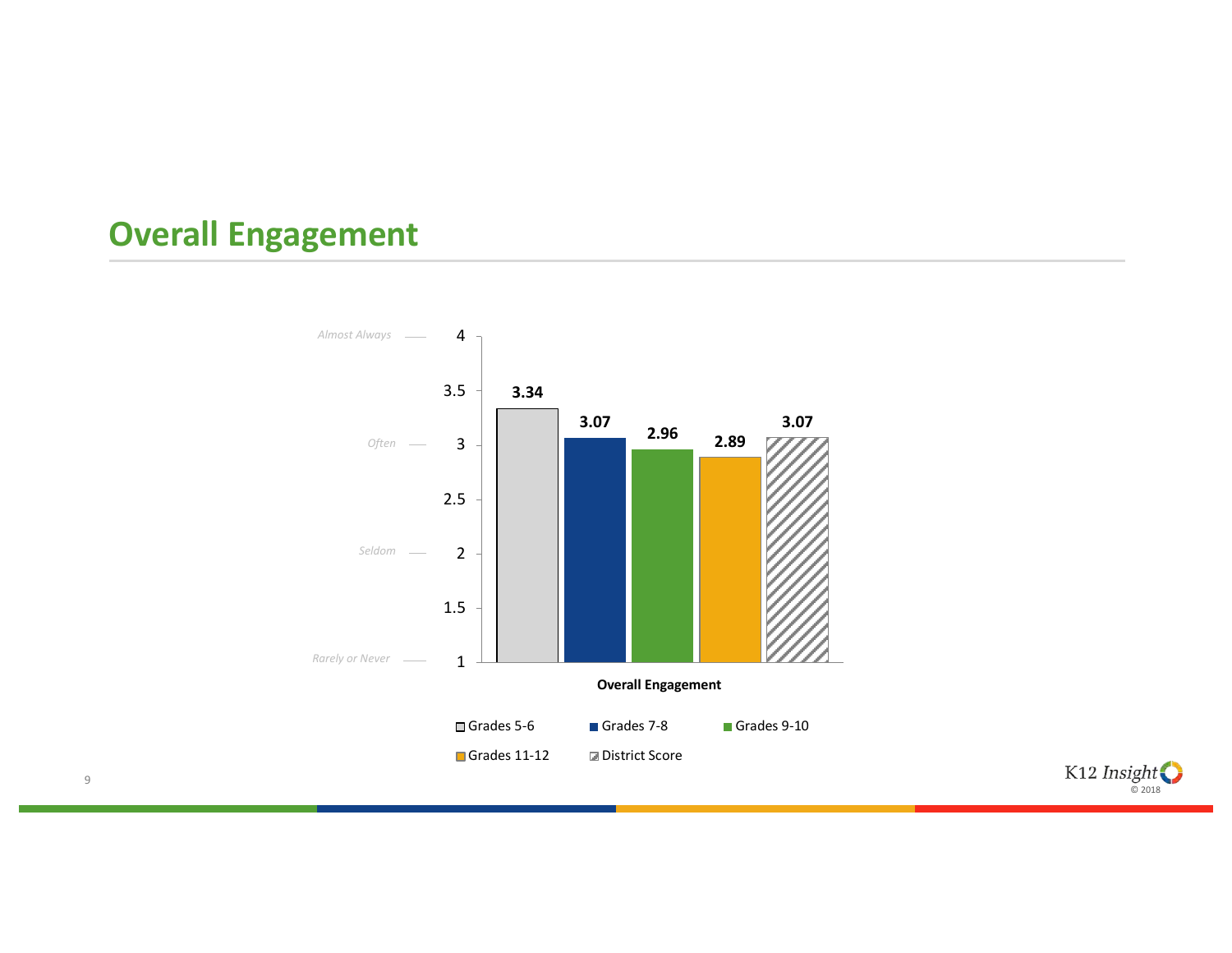## Overall Engagement

| | Grades 5-6 | Grades 7-8 | Grades 9-10 | Grades 11-12 | District Score |
|---|---|---|---|---|---|
| Overall Engagement | 3.34 | 3.07 | 2.96 | 2.89 | 3.07 |

Scale: 4 = *Almost Always*, 3 = *Often*, 2 = *Seldom*, 1 = *Rarely or Never*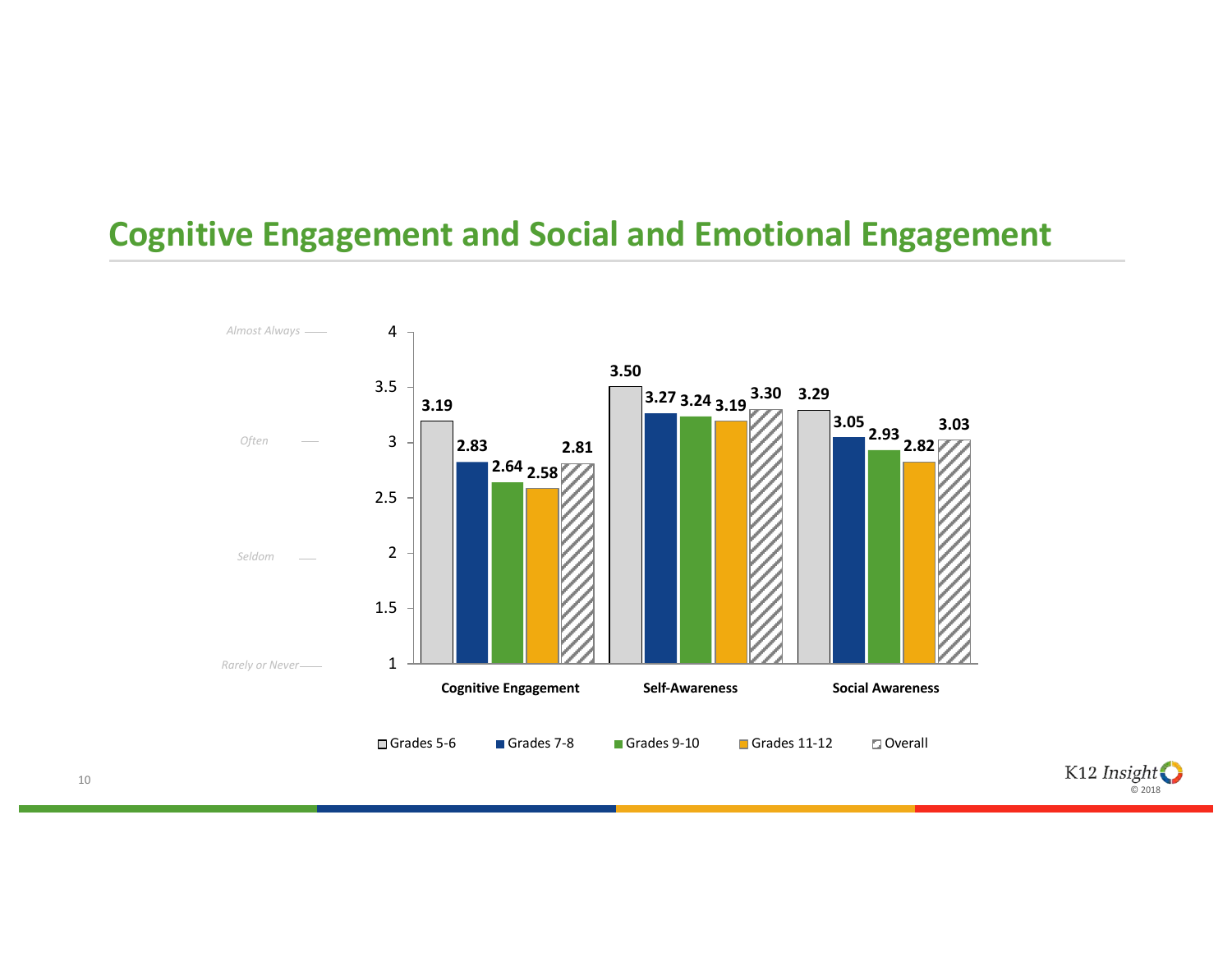## Cognitive Engagement and Social and Emotional Engagement

| | Grades 5-6 | Grades 7-8 | Grades 9-10 | Grades 11-12 | Overall |
|---|---|---|---|---|---|
| Cognitive Engagement | 3.19 | 2.83 | 2.64 | 2.58 | 2.81 |
| Self-Awareness | 3.50 | 3.27 | 3.24 | 3.19 | 3.30 |
| Social Awareness | 3.29 | 3.05 | 2.93 | 2.82 | 3.03 |

Scale: 1 = *Rarely or Never*, 2 = *Seldom*, 3 = *Often*, 4 = *Almost Always*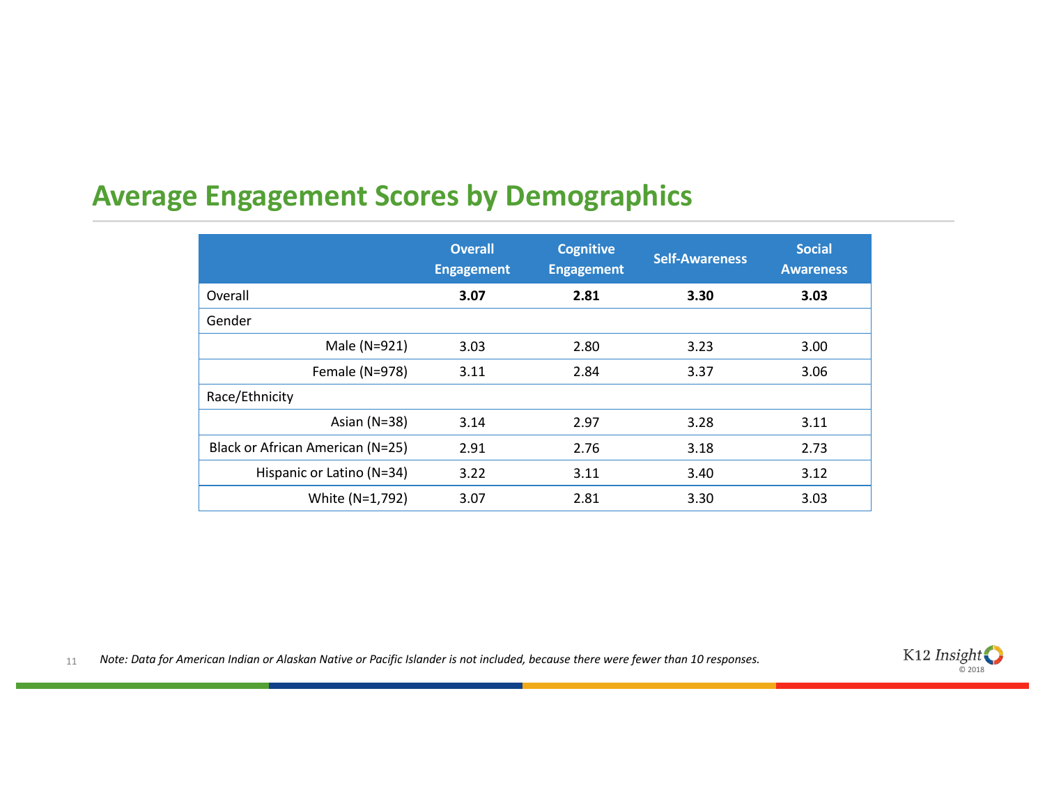## Average Engagement Scores by Demographics

| | Overall Engagement | Cognitive Engagement | Self-Awareness | Social Awareness |
|---|---|---|---|---|
| Overall | **3.07** | **2.81** | **3.30** | **3.03** |
| Gender | | | | |
| Male (N=921) | 3.03 | 2.80 | 3.23 | 3.00 |
| Female (N=978) | 3.11 | 2.84 | 3.37 | 3.06 |
| Race/Ethnicity | | | | |
| Asian (N=38) | 3.14 | 2.97 | 3.28 | 3.11 |
| Black or African American (N=25) | 2.91 | 2.76 | 3.18 | 2.73 |
| Hispanic or Latino (N=34) | 3.22 | 3.11 | 3.40 | 3.12 |
| White (N=1,792) | 3.07 | 2.81 | 3.30 | 3.03 |

*Note: Data for American Indian or Alaskan Native or Pacific Islander is not included, because there were fewer than 10 responses.*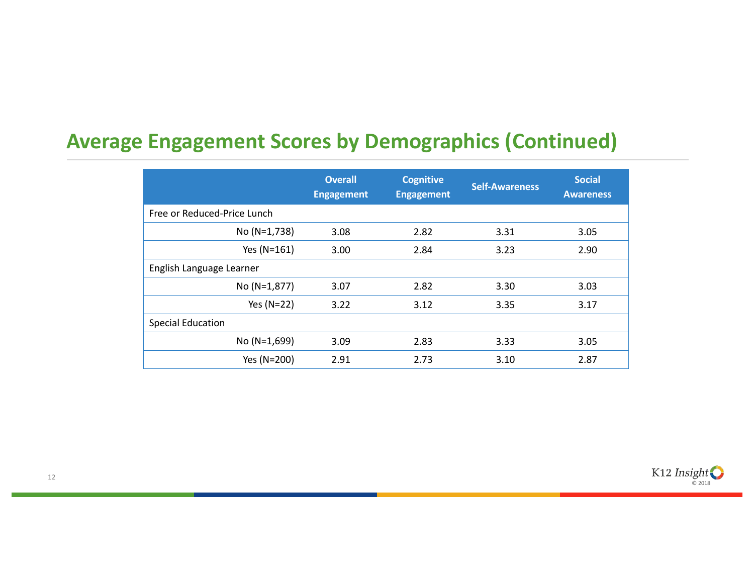## Average Engagement Scores by Demographics (Continued)

| | Overall Engagement | Cognitive Engagement | Self-Awareness | Social Awareness |
|---|---|---|---|---|
| Free or Reduced-Price Lunch | | | | |
| No (N=1,738) | 3.08 | 2.82 | 3.31 | 3.05 |
| Yes (N=161) | 3.00 | 2.84 | 3.23 | 2.90 |
| English Language Learner | | | | |
| No (N=1,877) | 3.07 | 2.82 | 3.30 | 3.03 |
| Yes (N=22) | 3.22 | 3.12 | 3.35 | 3.17 |
| Special Education | | | | |
| No (N=1,699) | 3.09 | 2.83 | 3.33 | 3.05 |
| Yes (N=200) | 2.91 | 2.73 | 3.10 | 2.87 |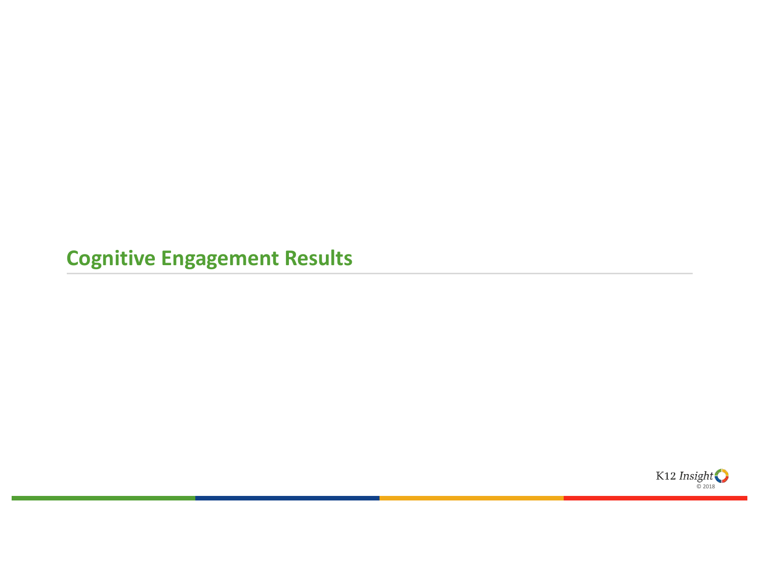# Cognitive Engagement Results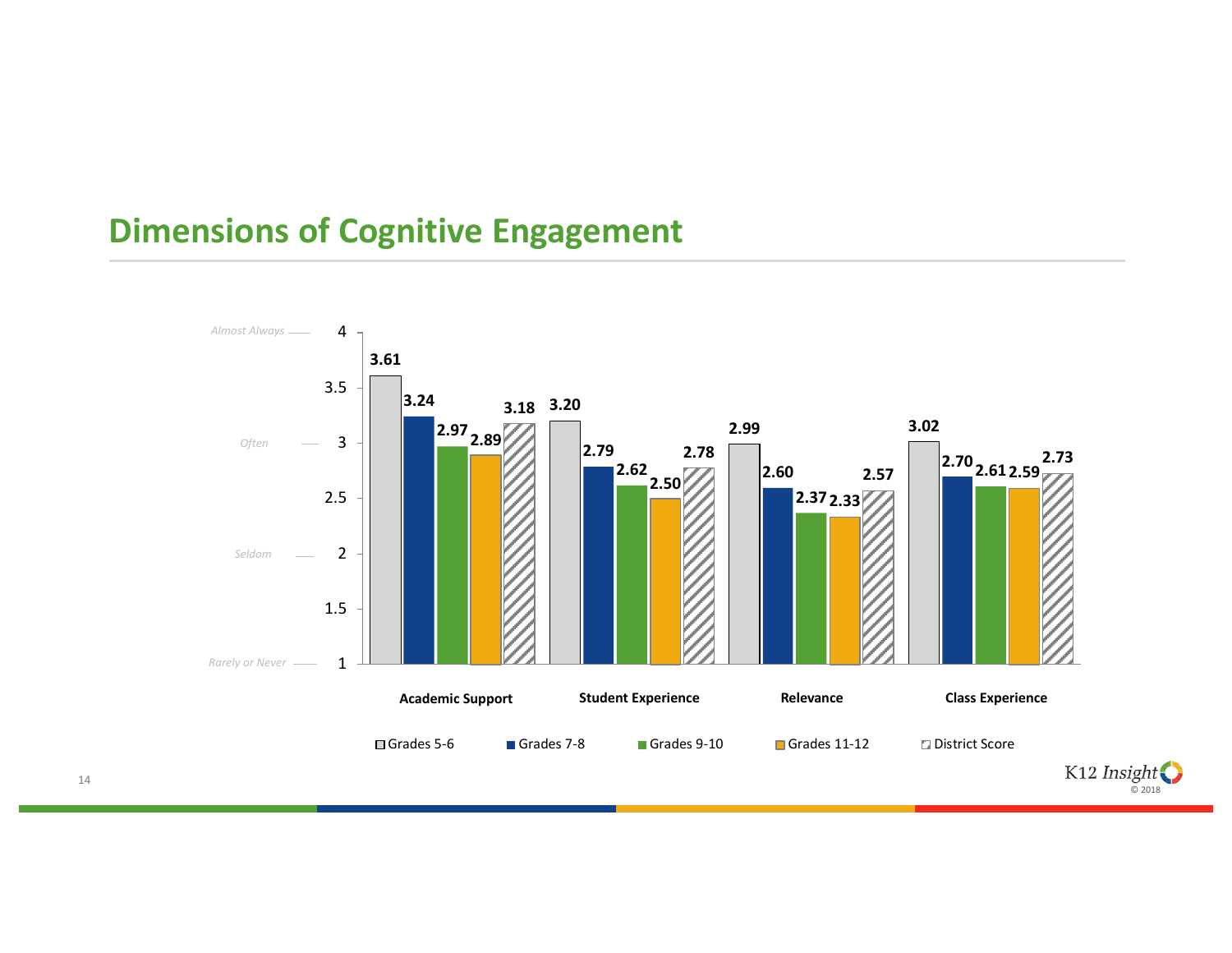## Dimensions of Cognitive Engagement

| | Academic Support | Student Experience | Relevance | Class Experience |
|---|---|---|---|---|
| Grades 5-6 | 3.61 | 3.20 | 2.99 | 3.02 |
| Grades 7-8 | 3.24 | 2.79 | 2.60 | 2.70 |
| Grades 9-10 | 2.97 | 2.62 | 2.37 | 2.61 |
| Grades 11-12 | 2.89 | 2.50 | 2.33 | 2.59 |
| District Score | 3.18 | 2.78 | 2.57 | 2.73 |

Scale: 1 = *Rarely or Never*, 2 = *Seldom*, 3 = *Often*, 4 = *Almost Always*

K12 Insight © 2018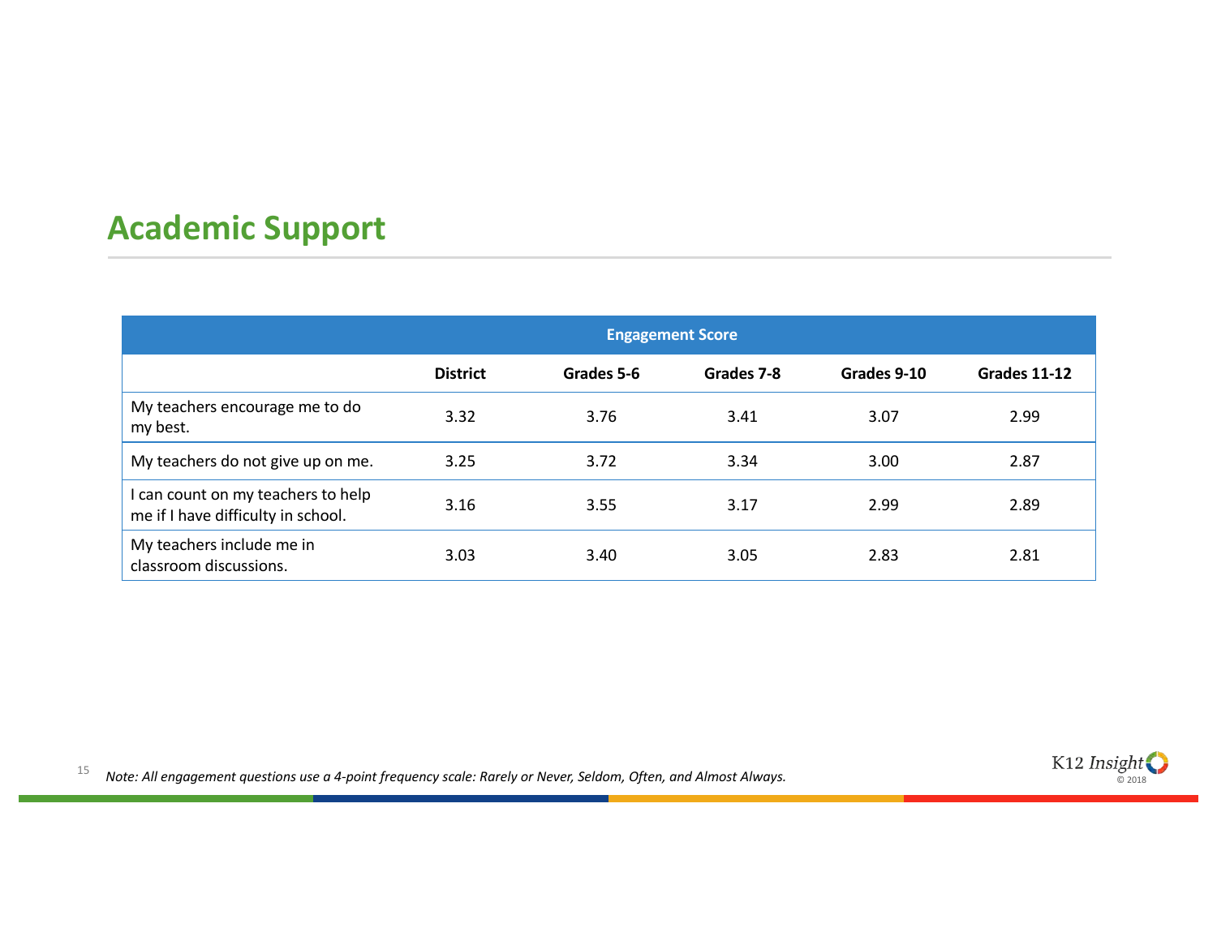## Academic Support

| | Engagement Score | | | | |
|---|---|---|---|---|---|
| | District | Grades 5-6 | Grades 7-8 | Grades 9-10 | Grades 11-12 |
| My teachers encourage me to do my best. | 3.32 | 3.76 | 3.41 | 3.07 | 2.99 |
| My teachers do not give up on me. | 3.25 | 3.72 | 3.34 | 3.00 | 2.87 |
| I can count on my teachers to help me if I have difficulty in school. | 3.16 | 3.55 | 3.17 | 2.99 | 2.89 |
| My teachers include me in classroom discussions. | 3.03 | 3.40 | 3.05 | 2.83 | 2.81 |

*Note: All engagement questions use a 4-point frequency scale: Rarely or Never, Seldom, Often, and Almost Always.*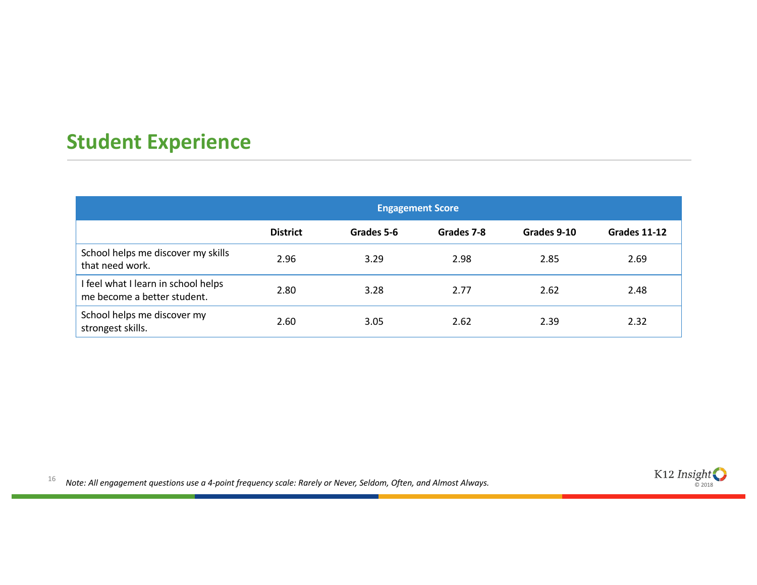## Student Experience

| Engagement Score | | | | | |
|---|---|---|---|---|---|
| | **District** | **Grades 5-6** | **Grades 7-8** | **Grades 9-10** | **Grades 11-12** |
| School helps me discover my skills that need work. | 2.96 | 3.29 | 2.98 | 2.85 | 2.69 |
| I feel what I learn in school helps me become a better student. | 2.80 | 3.28 | 2.77 | 2.62 | 2.48 |
| School helps me discover my strongest skills. | 2.60 | 3.05 | 2.62 | 2.39 | 2.32 |

*Note: All engagement questions use a 4-point frequency scale: Rarely or Never, Seldom, Often, and Almost Always.*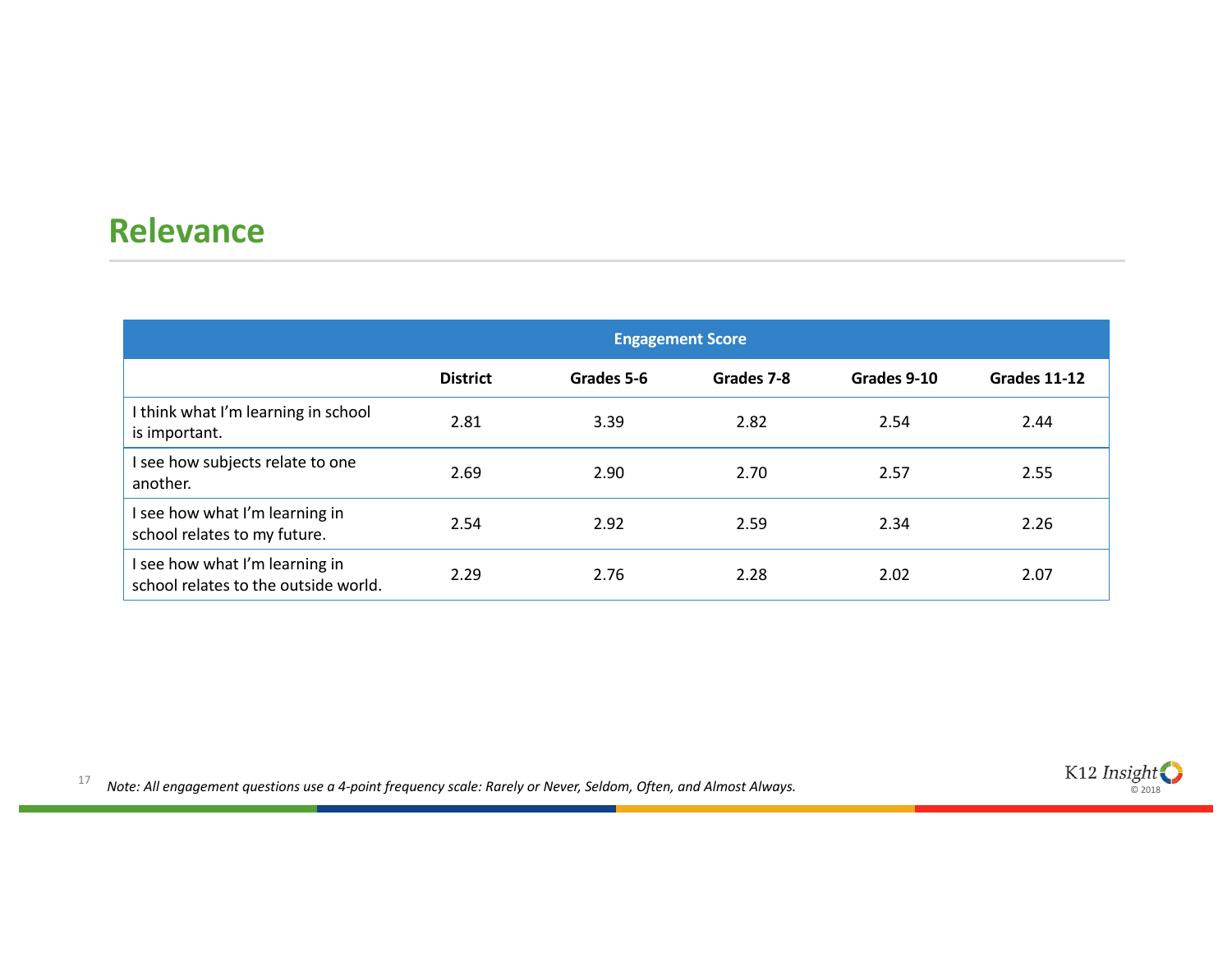## Relevance

| Engagement Score | | | | | |
|---|---|---|---|---|---|
| | District | Grades 5-6 | Grades 7-8 | Grades 9-10 | Grades 11-12 |
| I think what I'm learning in school is important. | 2.81 | 3.39 | 2.82 | 2.54 | 2.44 |
| I see how subjects relate to one another. | 2.69 | 2.90 | 2.70 | 2.57 | 2.55 |
| I see how what I'm learning in school relates to my future. | 2.54 | 2.92 | 2.59 | 2.34 | 2.26 |
| I see how what I'm learning in school relates to the outside world. | 2.29 | 2.76 | 2.28 | 2.02 | 2.07 |

*Note: All engagement questions use a 4-point frequency scale: Rarely or Never, Seldom, Often, and Almost Always.*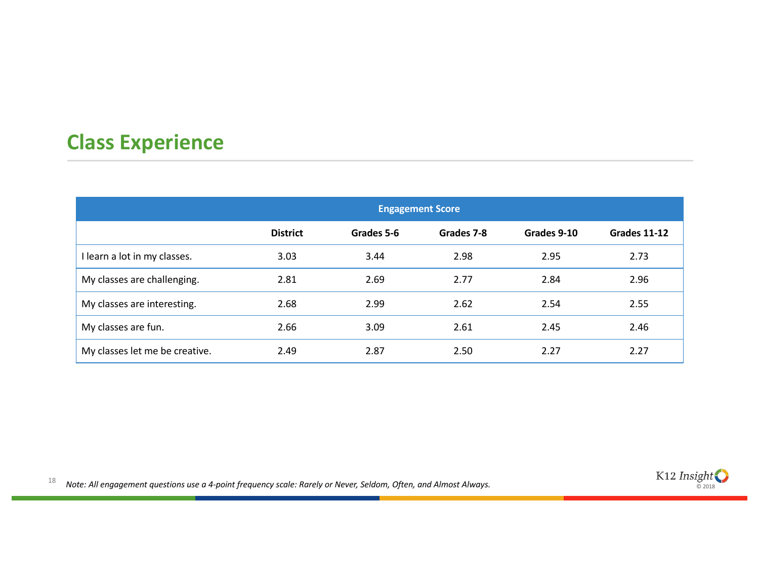## Class Experience

| Engagement Score | | | | | |
|---|---|---|---|---|---|
| | **District** | **Grades 5-6** | **Grades 7-8** | **Grades 9-10** | **Grades 11-12** |
| I learn a lot in my classes. | 3.03 | 3.44 | 2.98 | 2.95 | 2.73 |
| My classes are challenging. | 2.81 | 2.69 | 2.77 | 2.84 | 2.96 |
| My classes are interesting. | 2.68 | 2.99 | 2.62 | 2.54 | 2.55 |
| My classes are fun. | 2.66 | 3.09 | 2.61 | 2.45 | 2.46 |
| My classes let me be creative. | 2.49 | 2.87 | 2.50 | 2.27 | 2.27 |

*Note: All engagement questions use a 4-point frequency scale: Rarely or Never, Seldom, Often, and Almost Always.*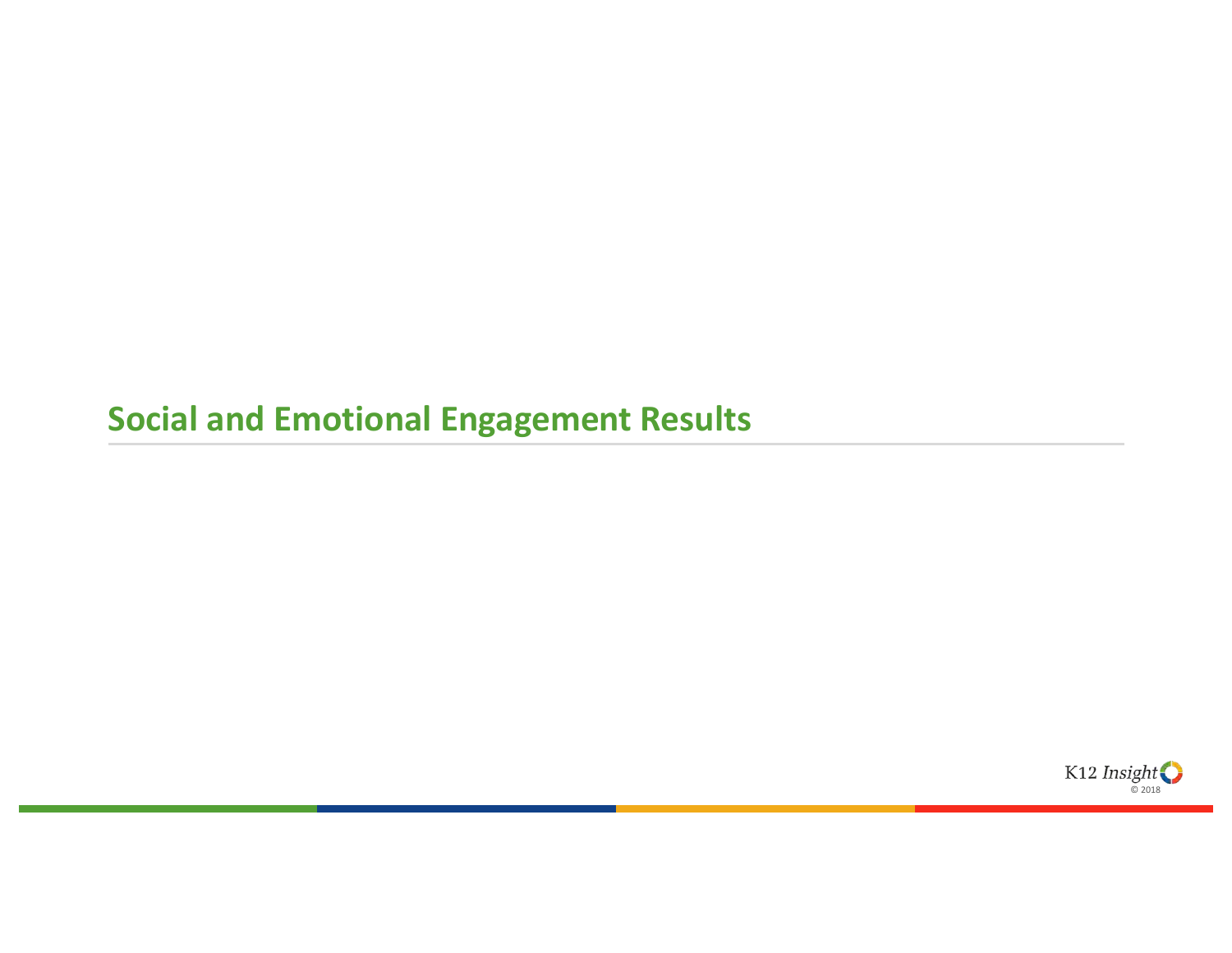# Social and Emotional Engagement Results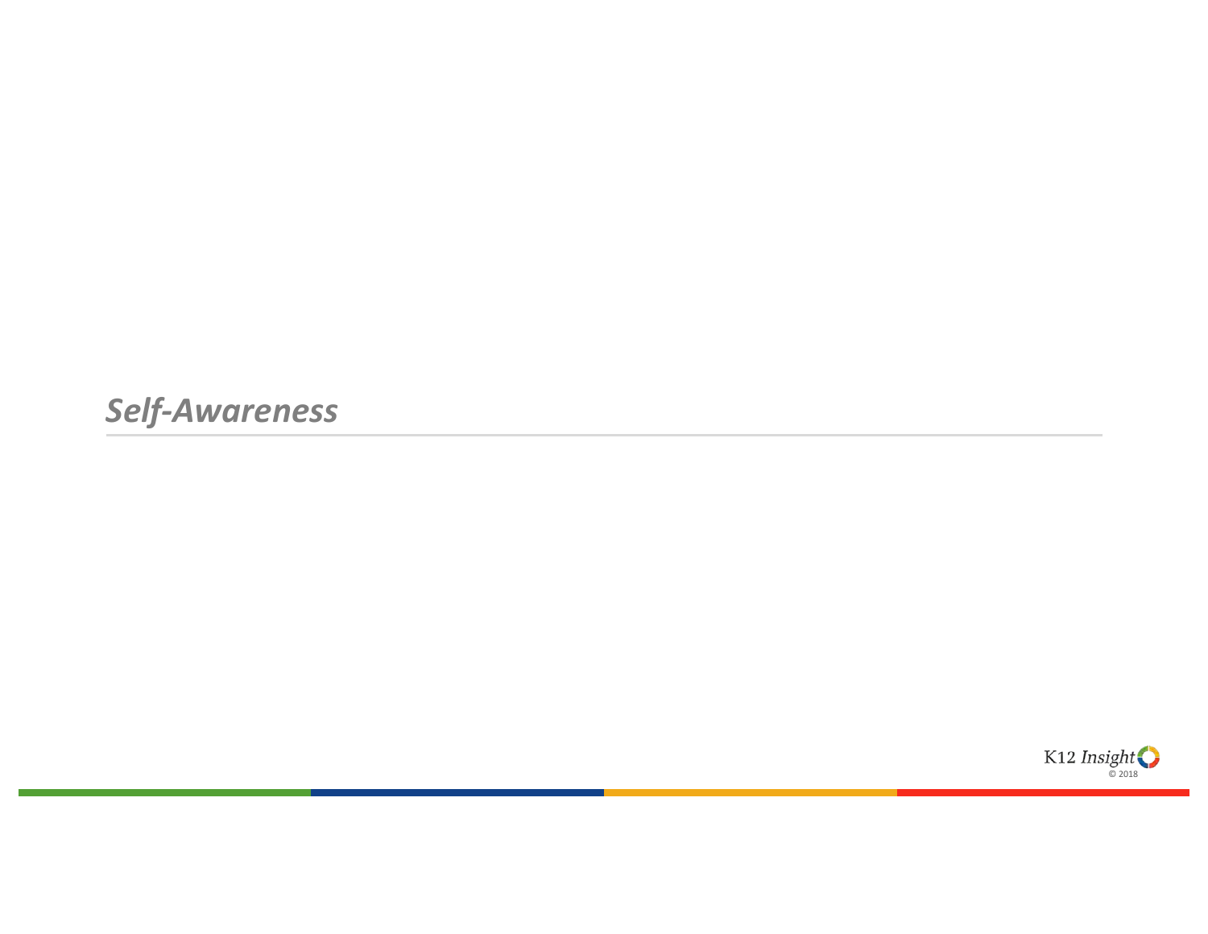## *Self-Awareness*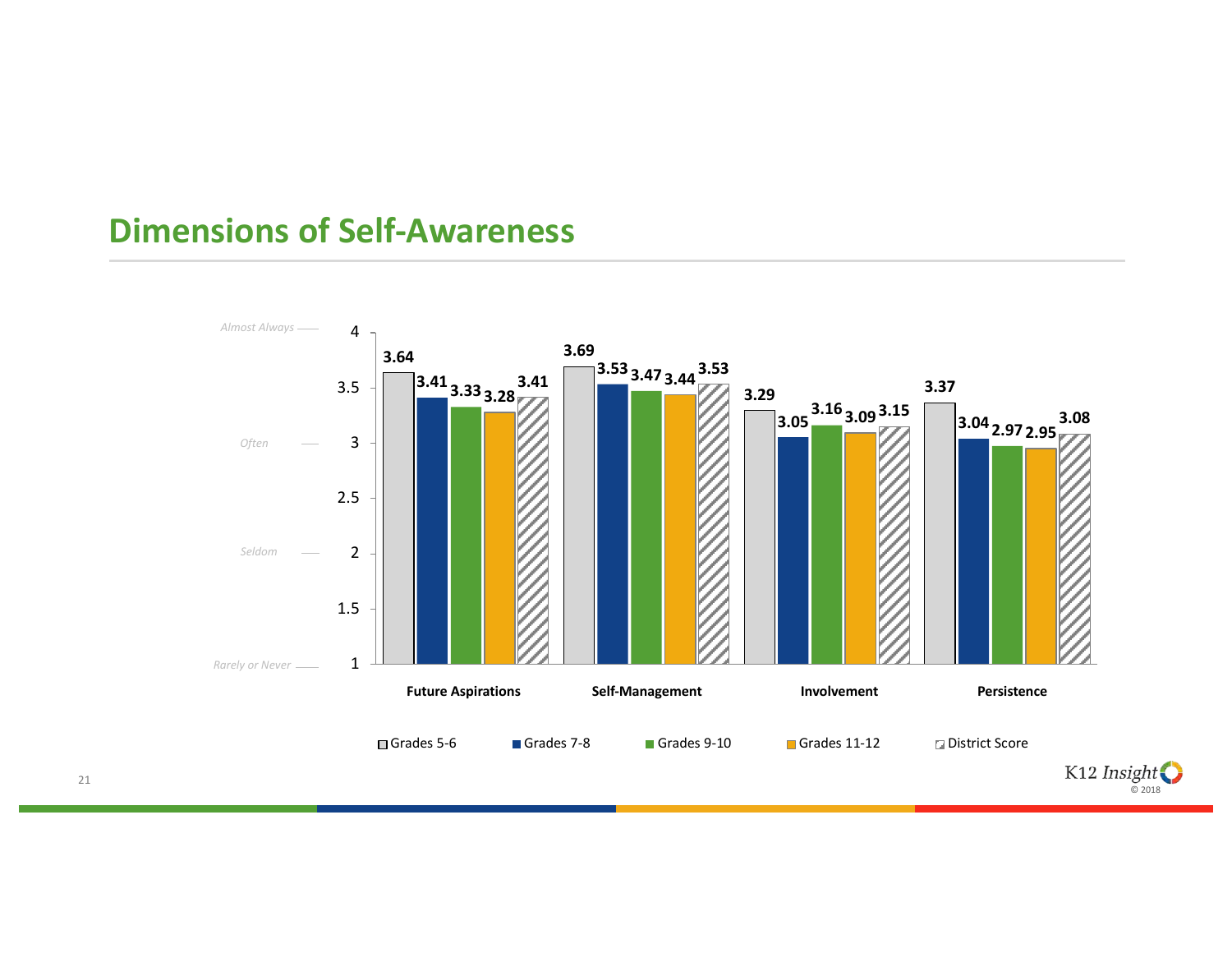# Dimensions of Self-Awareness

| | Grades 5-6 | Grades 7-8 | Grades 9-10 | Grades 11-12 | District Score |
|---|---|---|---|---|---|
| Future Aspirations | 3.64 | 3.41 | 3.33 | 3.28 | 3.41 |
| Self-Management | 3.69 | 3.53 | 3.47 | 3.44 | 3.53 |
| Involvement | 3.29 | 3.05 | 3.16 | 3.09 | 3.15 |
| Persistence | 3.37 | 3.04 | 2.97 | 2.95 | 3.08 |

Scale: 1 = *Rarely or Never*, 2 = *Seldom*, 3 = *Often*, 4 = *Almost Always*

K12 Insight © 2018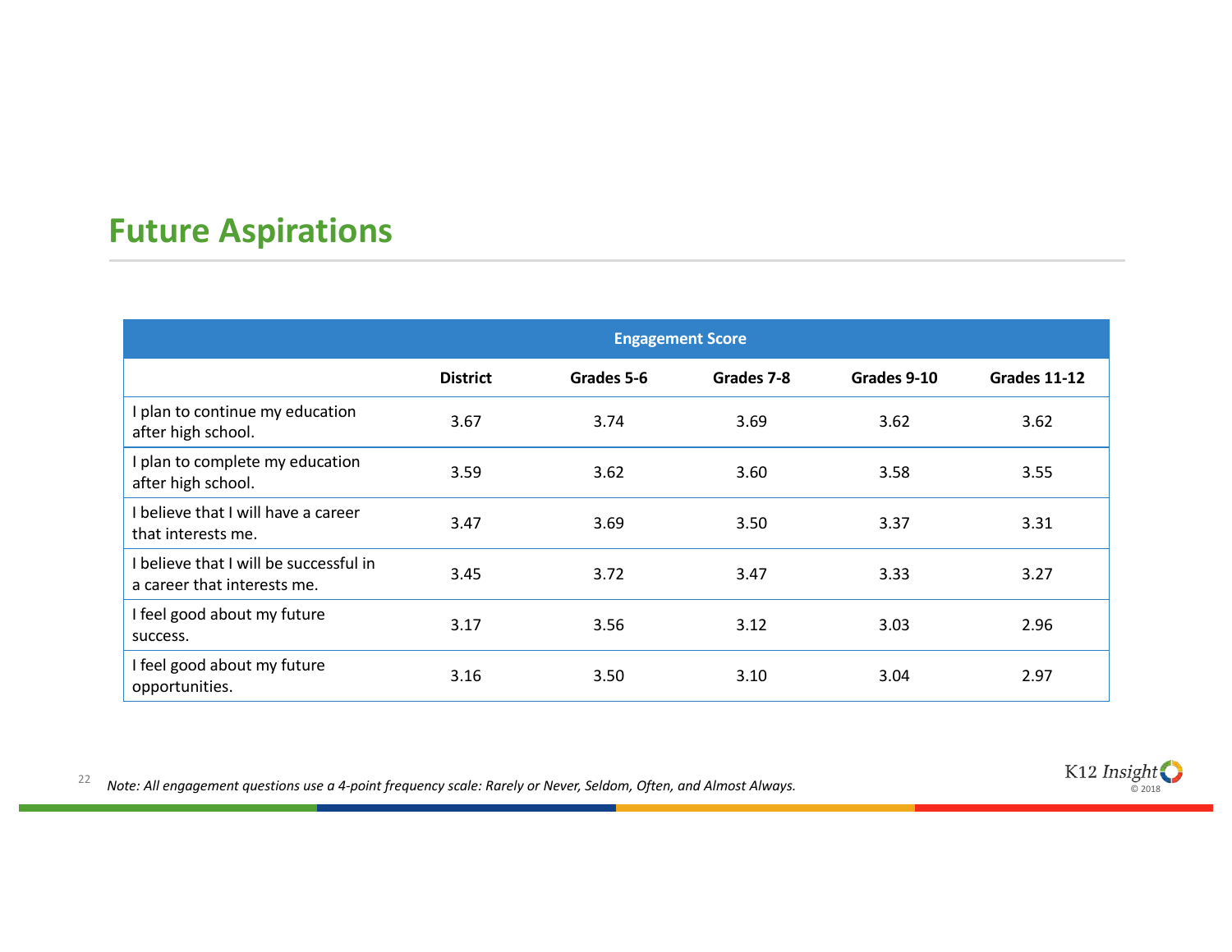# Future Aspirations

| Engagement Score | | | | | |
|---|---|---|---|---|---|
| | **District** | **Grades 5-6** | **Grades 7-8** | **Grades 9-10** | **Grades 11-12** |
| I plan to continue my education after high school. | 3.67 | 3.74 | 3.69 | 3.62 | 3.62 |
| I plan to complete my education after high school. | 3.59 | 3.62 | 3.60 | 3.58 | 3.55 |
| I believe that I will have a career that interests me. | 3.47 | 3.69 | 3.50 | 3.37 | 3.31 |
| I believe that I will be successful in a career that interests me. | 3.45 | 3.72 | 3.47 | 3.33 | 3.27 |
| I feel good about my future success. | 3.17 | 3.56 | 3.12 | 3.03 | 2.96 |
| I feel good about my future opportunities. | 3.16 | 3.50 | 3.10 | 3.04 | 2.97 |

*Note: All engagement questions use a 4-point frequency scale: Rarely or Never, Seldom, Often, and Almost Always.*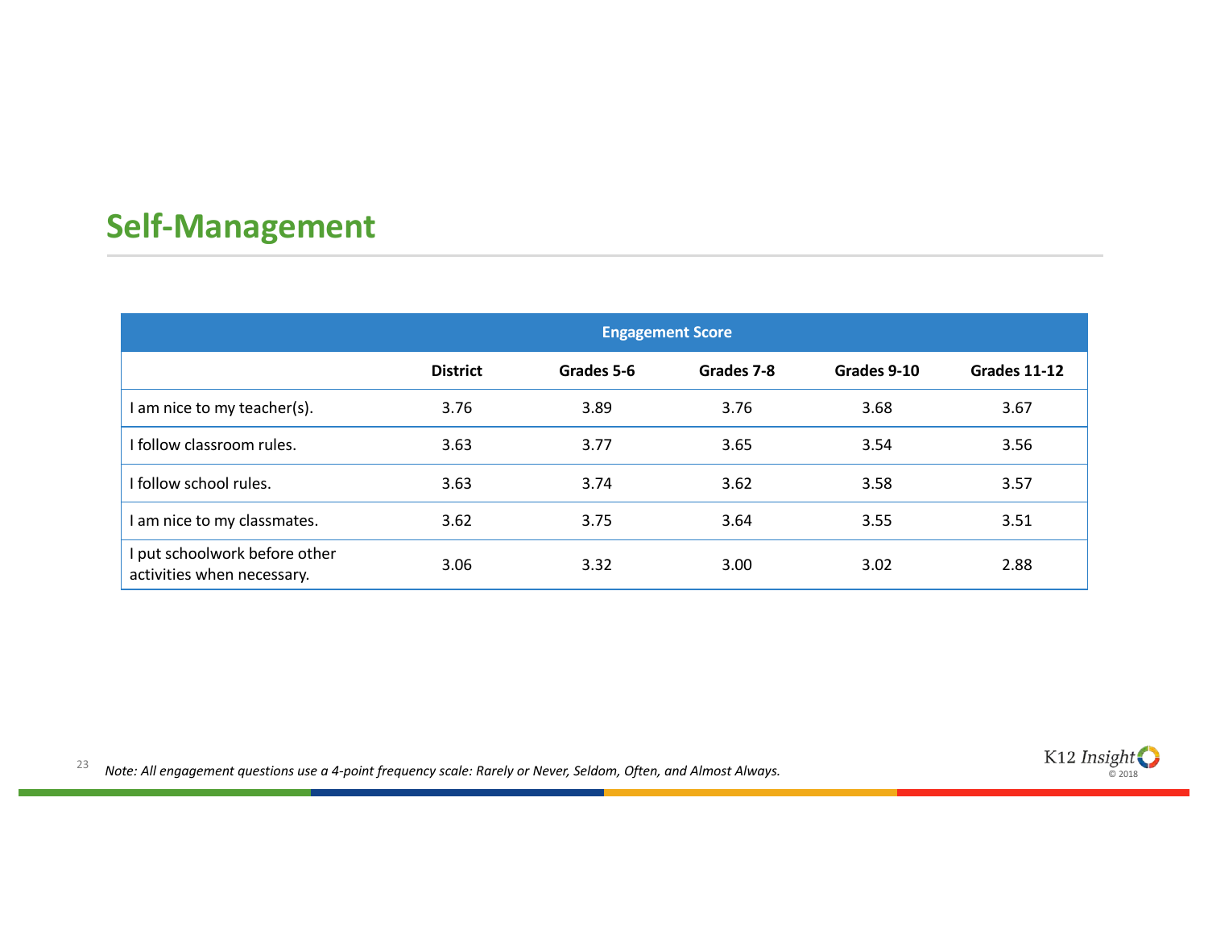## Self-Management

| Engagement Score | | | | | |
|---|---|---|---|---|---|
| | **District** | **Grades 5-6** | **Grades 7-8** | **Grades 9-10** | **Grades 11-12** |
| I am nice to my teacher(s). | 3.76 | 3.89 | 3.76 | 3.68 | 3.67 |
| I follow classroom rules. | 3.63 | 3.77 | 3.65 | 3.54 | 3.56 |
| I follow school rules. | 3.63 | 3.74 | 3.62 | 3.58 | 3.57 |
| I am nice to my classmates. | 3.62 | 3.75 | 3.64 | 3.55 | 3.51 |
| I put schoolwork before other activities when necessary. | 3.06 | 3.32 | 3.00 | 3.02 | 2.88 |

*Note: All engagement questions use a 4-point frequency scale: Rarely or Never, Seldom, Often, and Almost Always.*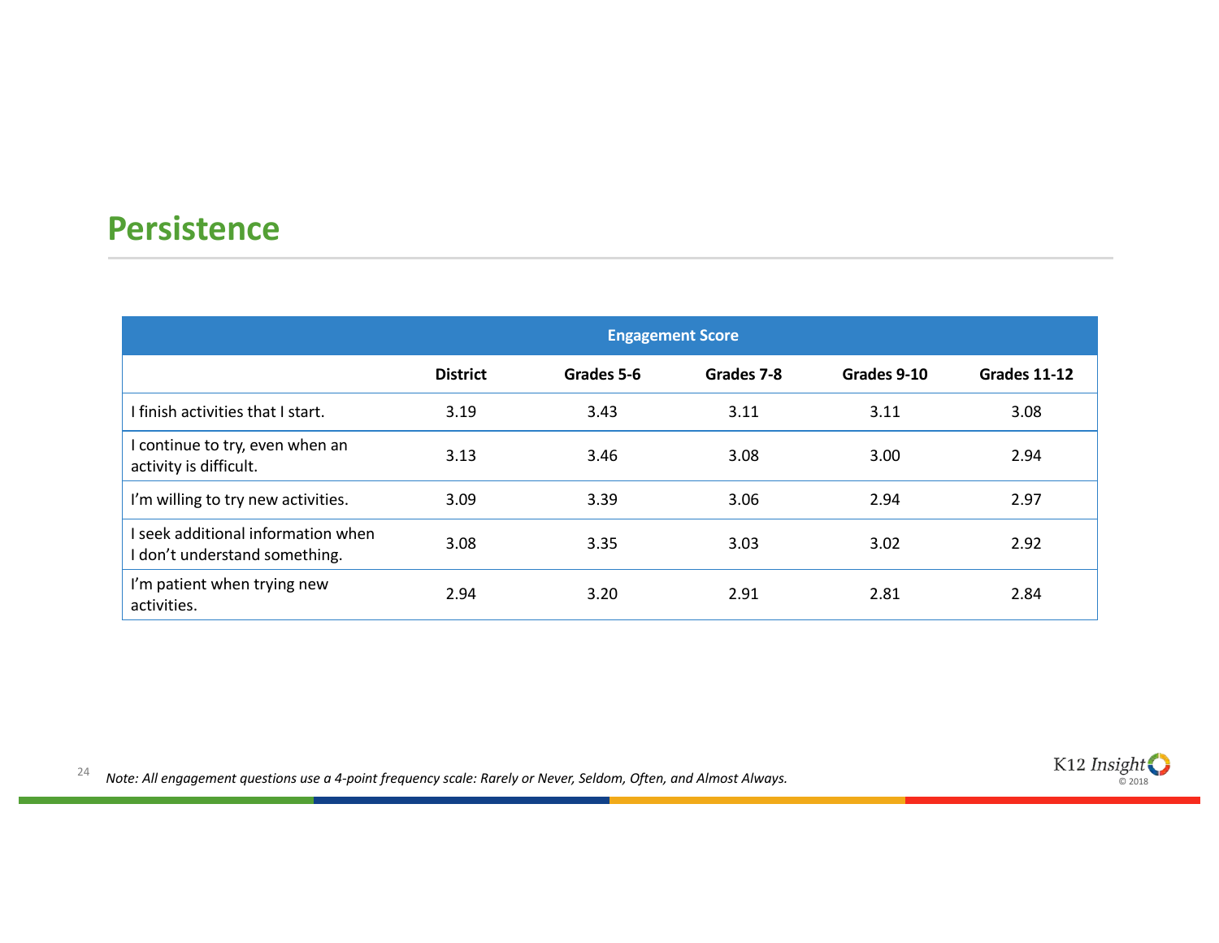## Persistence

| Engagement Score | | | | | |
|---|---|---|---|---|---|
| | **District** | **Grades 5-6** | **Grades 7-8** | **Grades 9-10** | **Grades 11-12** |
| I finish activities that I start. | 3.19 | 3.43 | 3.11 | 3.11 | 3.08 |
| I continue to try, even when an activity is difficult. | 3.13 | 3.46 | 3.08 | 3.00 | 2.94 |
| I'm willing to try new activities. | 3.09 | 3.39 | 3.06 | 2.94 | 2.97 |
| I seek additional information when I don't understand something. | 3.08 | 3.35 | 3.03 | 3.02 | 2.92 |
| I'm patient when trying new activities. | 2.94 | 3.20 | 2.91 | 2.81 | 2.84 |

*Note: All engagement questions use a 4-point frequency scale: Rarely or Never, Seldom, Often, and Almost Always.*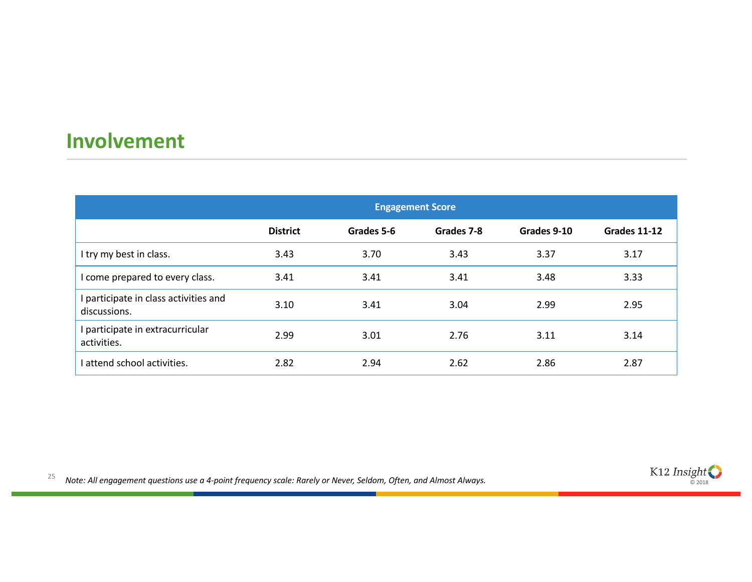# Involvement

| Engagement Score | | | | | |
|---|---|---|---|---|---|
| | **District** | **Grades 5-6** | **Grades 7-8** | **Grades 9-10** | **Grades 11-12** |
| I try my best in class. | 3.43 | 3.70 | 3.43 | 3.37 | 3.17 |
| I come prepared to every class. | 3.41 | 3.41 | 3.41 | 3.48 | 3.33 |
| I participate in class activities and discussions. | 3.10 | 3.41 | 3.04 | 2.99 | 2.95 |
| I participate in extracurricular activities. | 2.99 | 3.01 | 2.76 | 3.11 | 3.14 |
| I attend school activities. | 2.82 | 2.94 | 2.62 | 2.86 | 2.87 |

*Note: All engagement questions use a 4-point frequency scale: Rarely or Never, Seldom, Often, and Almost Always.*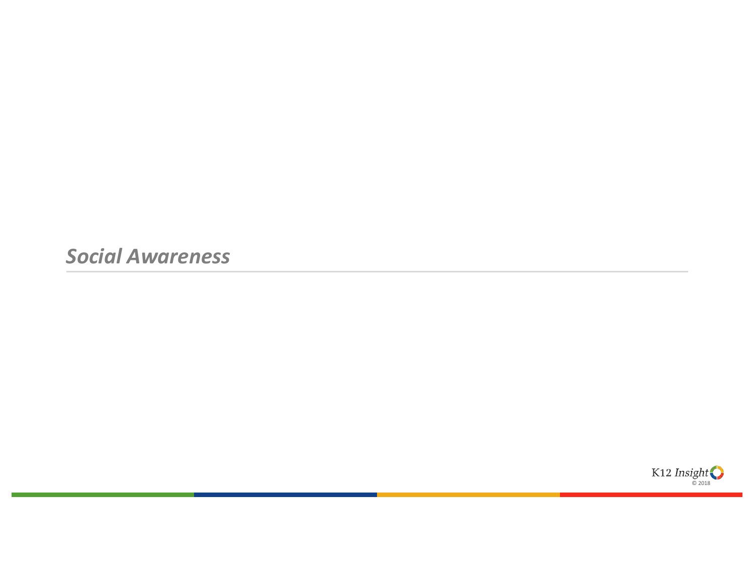## *Social Awareness*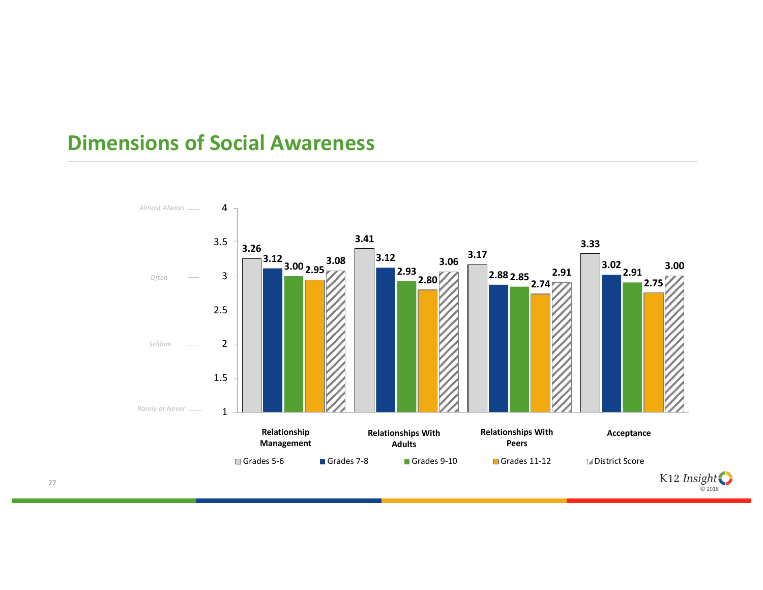## Dimensions of Social Awareness

| | Grades 5-6 | Grades 7-8 | Grades 9-10 | Grades 11-12 | District Score |
|---|---|---|---|---|---|
| Relationship Management | 3.26 | 3.12 | 3.00 | 2.95 | 3.08 |
| Relationships With Adults | 3.41 | 3.12 | 2.93 | 2.80 | 3.06 |
| Relationships With Peers | 3.17 | 2.88 | 2.85 | 2.74 | 2.91 |
| Acceptance | 3.33 | 3.02 | 2.91 | 2.75 | 3.00 |

Scale: 1 = *Rarely or Never*, 2 = *Seldom*, 3 = *Often*, 4 = *Almost Always*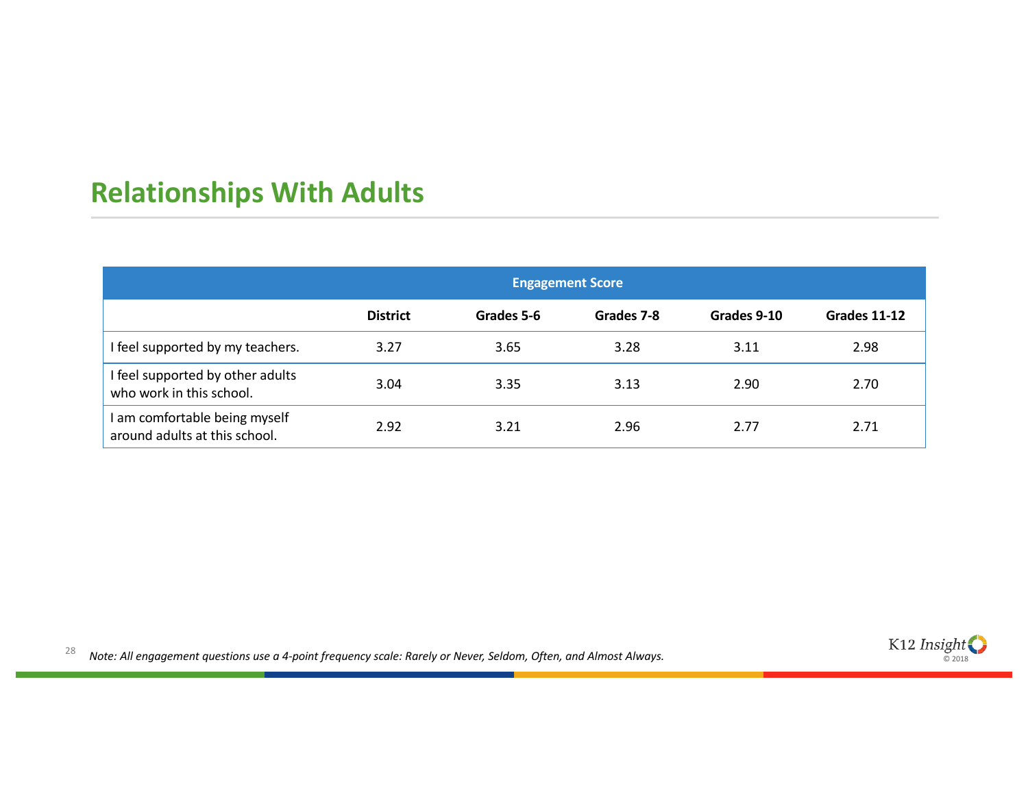## Relationships With Adults

| | Engagement Score | | | | |
|---|---|---|---|---|---|
| | **District** | **Grades 5-6** | **Grades 7-8** | **Grades 9-10** | **Grades 11-12** |
| I feel supported by my teachers. | 3.27 | 3.65 | 3.28 | 3.11 | 2.98 |
| I feel supported by other adults who work in this school. | 3.04 | 3.35 | 3.13 | 2.90 | 2.70 |
| I am comfortable being myself around adults at this school. | 2.92 | 3.21 | 2.96 | 2.77 | 2.71 |

*Note: All engagement questions use a 4-point frequency scale: Rarely or Never, Seldom, Often, and Almost Always.*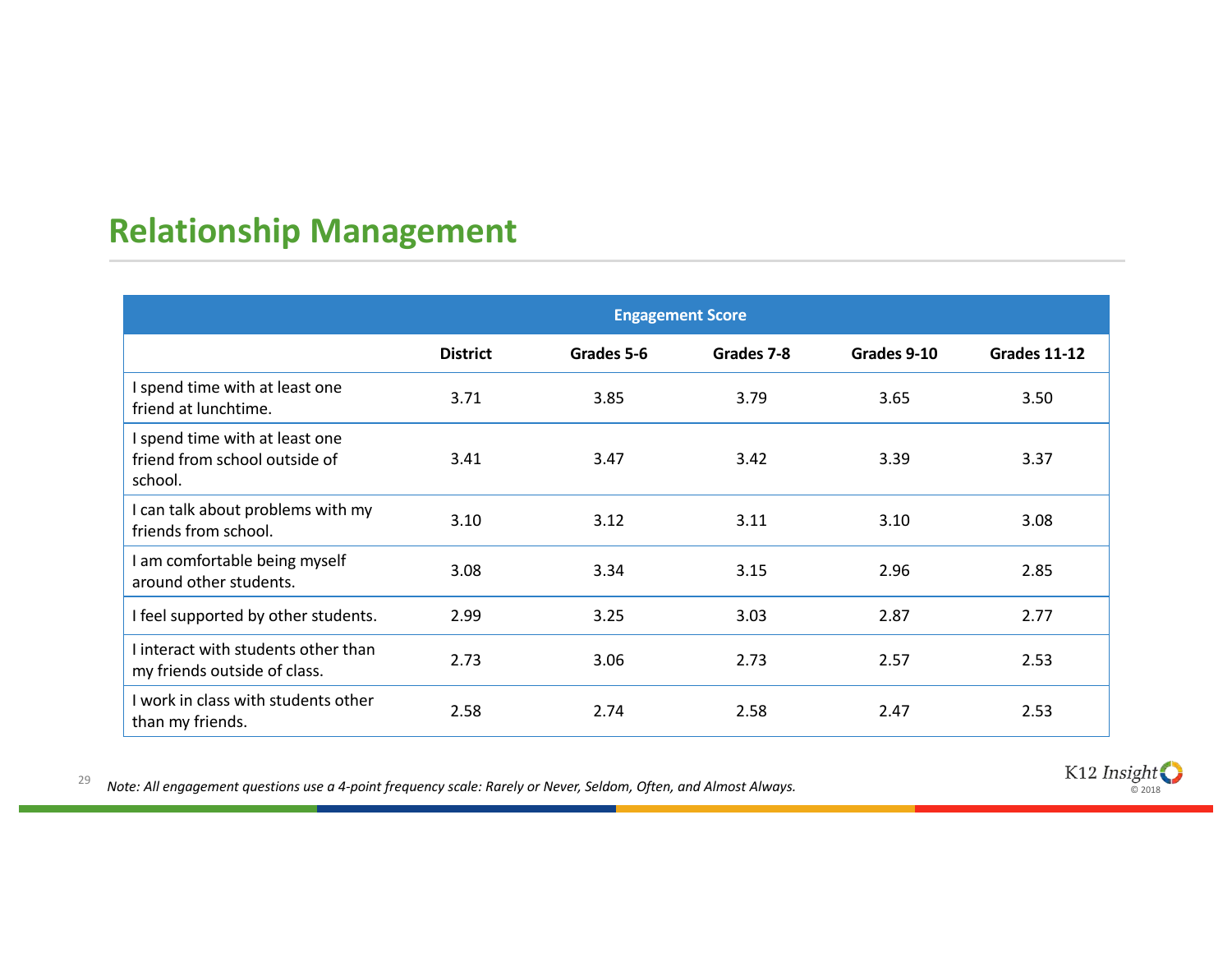## Relationship Management

| | Engagement Score | | | | |
|---|---|---|---|---|---|
| | **District** | **Grades 5-6** | **Grades 7-8** | **Grades 9-10** | **Grades 11-12** |
| I spend time with at least one friend at lunchtime. | 3.71 | 3.85 | 3.79 | 3.65 | 3.50 |
| I spend time with at least one friend from school outside of school. | 3.41 | 3.47 | 3.42 | 3.39 | 3.37 |
| I can talk about problems with my friends from school. | 3.10 | 3.12 | 3.11 | 3.10 | 3.08 |
| I am comfortable being myself around other students. | 3.08 | 3.34 | 3.15 | 2.96 | 2.85 |
| I feel supported by other students. | 2.99 | 3.25 | 3.03 | 2.87 | 2.77 |
| I interact with students other than my friends outside of class. | 2.73 | 3.06 | 2.73 | 2.57 | 2.53 |
| I work in class with students other than my friends. | 2.58 | 2.74 | 2.58 | 2.47 | 2.53 |

*Note: All engagement questions use a 4-point frequency scale: Rarely or Never, Seldom, Often, and Almost Always.*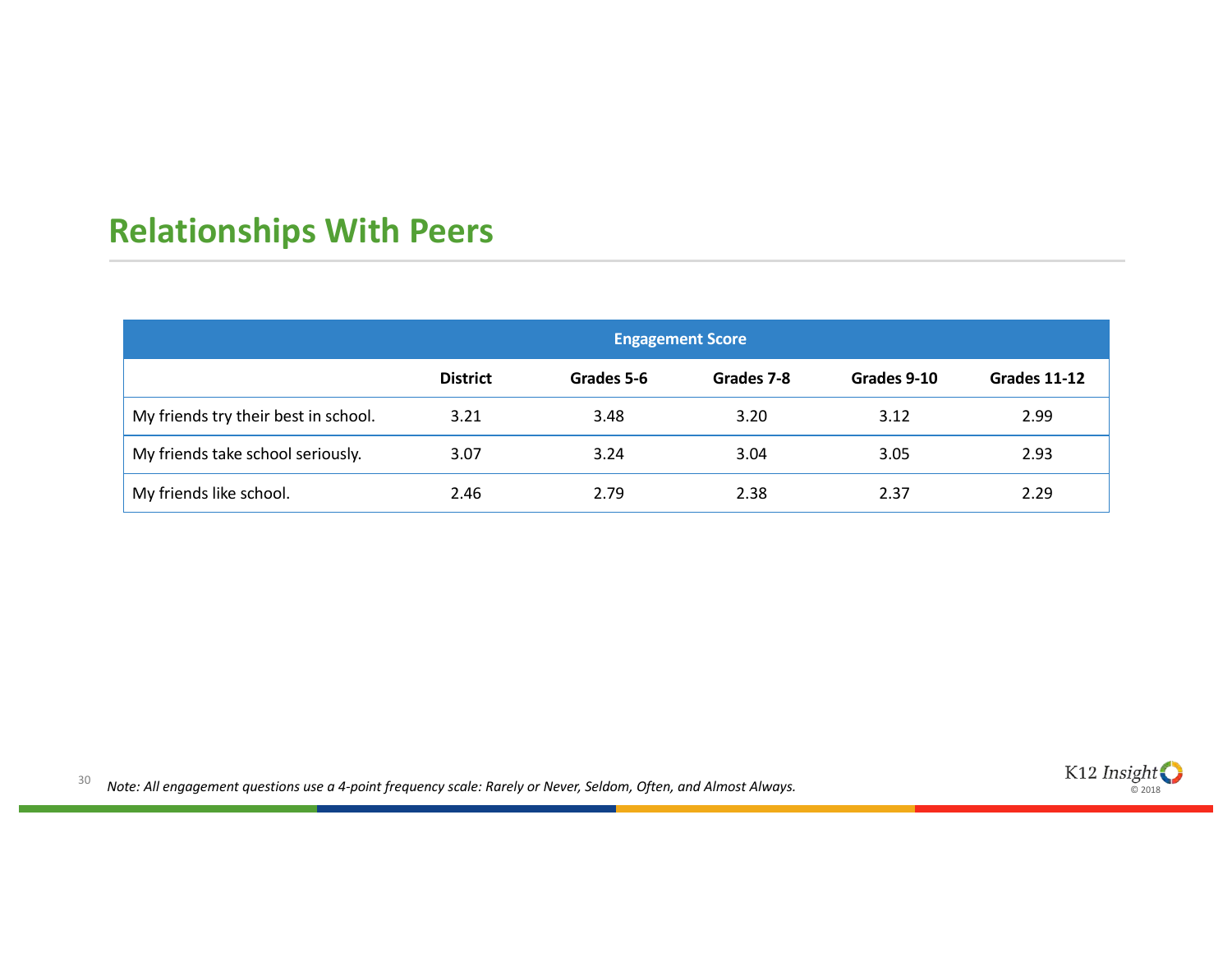## Relationships With Peers

| | Engagement Score | | | | |
|---|---|---|---|---|---|
| | District | Grades 5-6 | Grades 7-8 | Grades 9-10 | Grades 11-12 |
| My friends try their best in school. | 3.21 | 3.48 | 3.20 | 3.12 | 2.99 |
| My friends take school seriously. | 3.07 | 3.24 | 3.04 | 3.05 | 2.93 |
| My friends like school. | 2.46 | 2.79 | 2.38 | 2.37 | 2.29 |

*Note: All engagement questions use a 4-point frequency scale: Rarely or Never, Seldom, Often, and Almost Always.*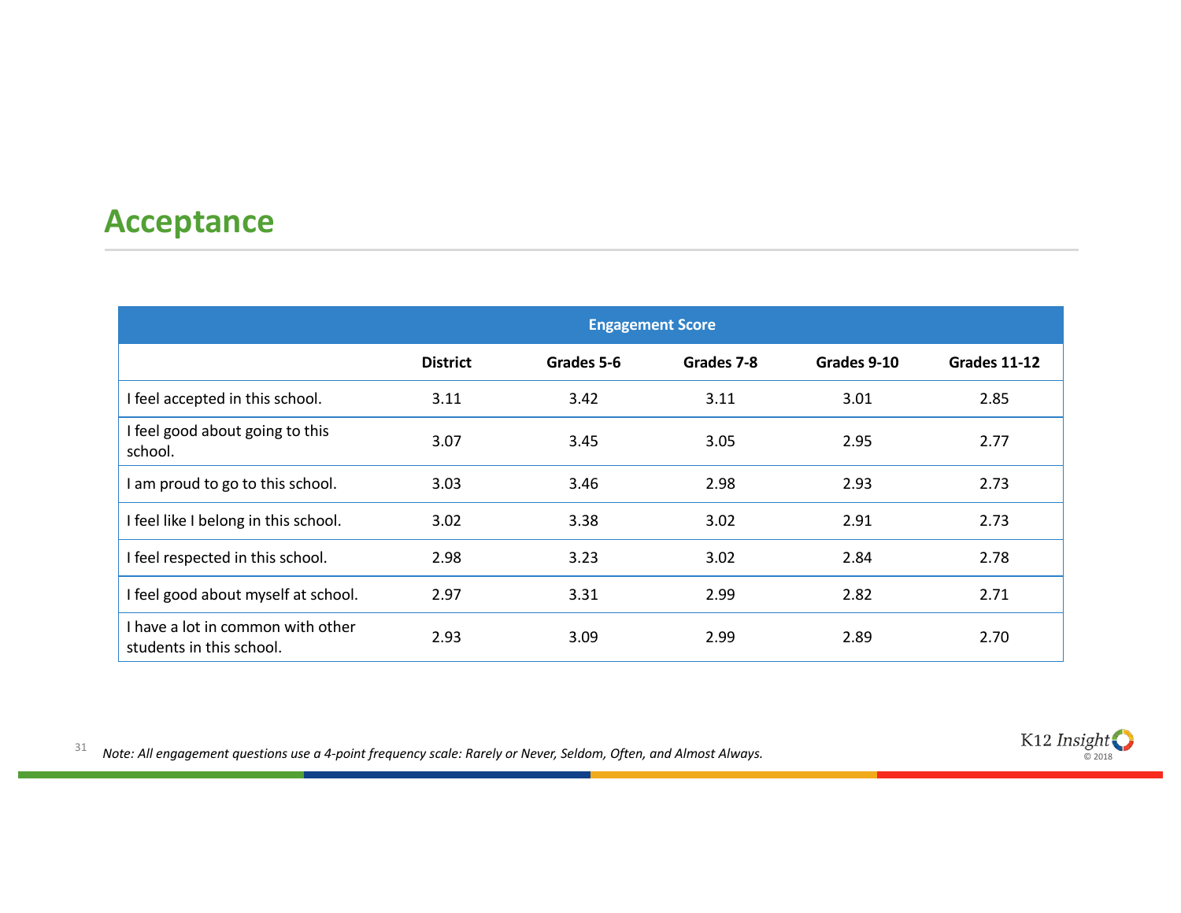## Acceptance

| Engagement Score | | | | | |
|---|---|---|---|---|---|
| | **District** | **Grades 5-6** | **Grades 7-8** | **Grades 9-10** | **Grades 11-12** |
| I feel accepted in this school. | 3.11 | 3.42 | 3.11 | 3.01 | 2.85 |
| I feel good about going to this school. | 3.07 | 3.45 | 3.05 | 2.95 | 2.77 |
| I am proud to go to this school. | 3.03 | 3.46 | 2.98 | 2.93 | 2.73 |
| I feel like I belong in this school. | 3.02 | 3.38 | 3.02 | 2.91 | 2.73 |
| I feel respected in this school. | 2.98 | 3.23 | 3.02 | 2.84 | 2.78 |
| I feel good about myself at school. | 2.97 | 3.31 | 2.99 | 2.82 | 2.71 |
| I have a lot in common with other students in this school. | 2.93 | 3.09 | 2.99 | 2.89 | 2.70 |

*Note: All engagement questions use a 4-point frequency scale: Rarely or Never, Seldom, Often, and Almost Always.*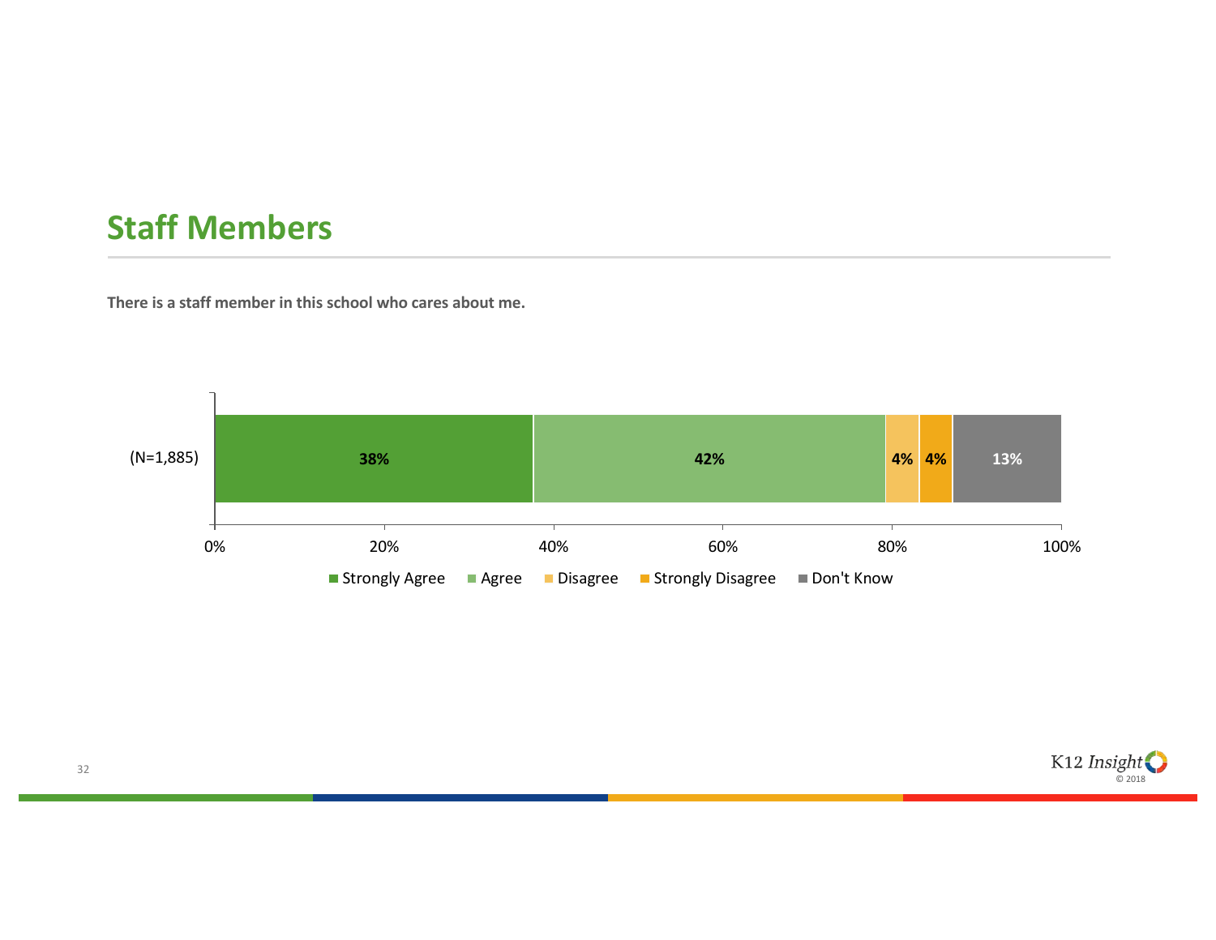## Staff Members

**There is a staff member in this school who cares about me.**

| | Strongly Agree | Agree | Disagree | Strongly Disagree | Don't Know |
|---|---|---|---|---|---|
| (N=1,885) | 38% | 42% | 4% | 4% | 13% |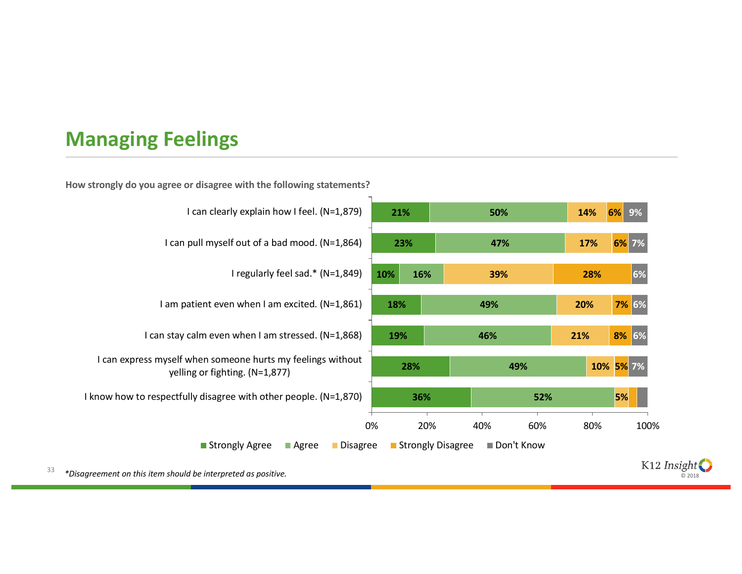# Managing Feelings

**How strongly do you agree or disagree with the following statements?**

| Statement | Strongly Agree | Agree | Disagree | Strongly Disagree | Don't Know |
|---|---|---|---|---|---|
| I can clearly explain how I feel. (N=1,879) | 21% | 50% | 14% | 6% | 9% |
| I can pull myself out of a bad mood. (N=1,864) | 23% | 47% | 17% | 6% | 7% |
| I regularly feel sad.* (N=1,849) | 10% | 16% | 39% | 28% | 6% |
| I am patient even when I am excited. (N=1,861) | 18% | 49% | 20% | 7% | 6% |
| I can stay calm even when I am stressed. (N=1,868) | 19% | 46% | 21% | 8% | 6% |
| I can express myself when someone hurts my feelings without yelling or fighting. (N=1,877) | 28% | 49% | 10% | 5% | 7% |
| I know how to respectfully disagree with other people. (N=1,870) | 36% | 52% | 5% | | |

*\*Disagreement on this item should be interpreted as positive.*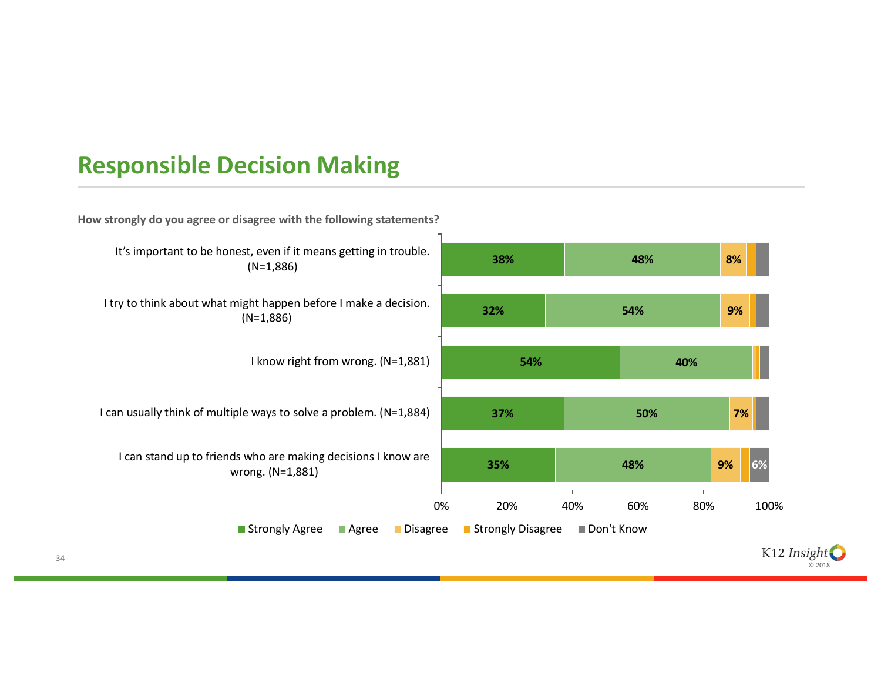# Responsible Decision Making

**How strongly do you agree or disagree with the following statements?**

| Statement | Strongly Agree | Agree | Disagree | Strongly Disagree | Don't Know |
|---|---|---|---|---|---|
| It's important to be honest, even if it means getting in trouble. (N=1,886) | 38% | 48% | 8% | | |
| I try to think about what might happen before I make a decision. (N=1,886) | 32% | 54% | 9% | | |
| I know right from wrong. (N=1,881) | 54% | 40% | | | |
| I can usually think of multiple ways to solve a problem. (N=1,884) | 37% | 50% | 7% | | |
| I can stand up to friends who are making decisions I know are wrong. (N=1,881) | 35% | 48% | 9% | | 6% |

K12 Insight © 2018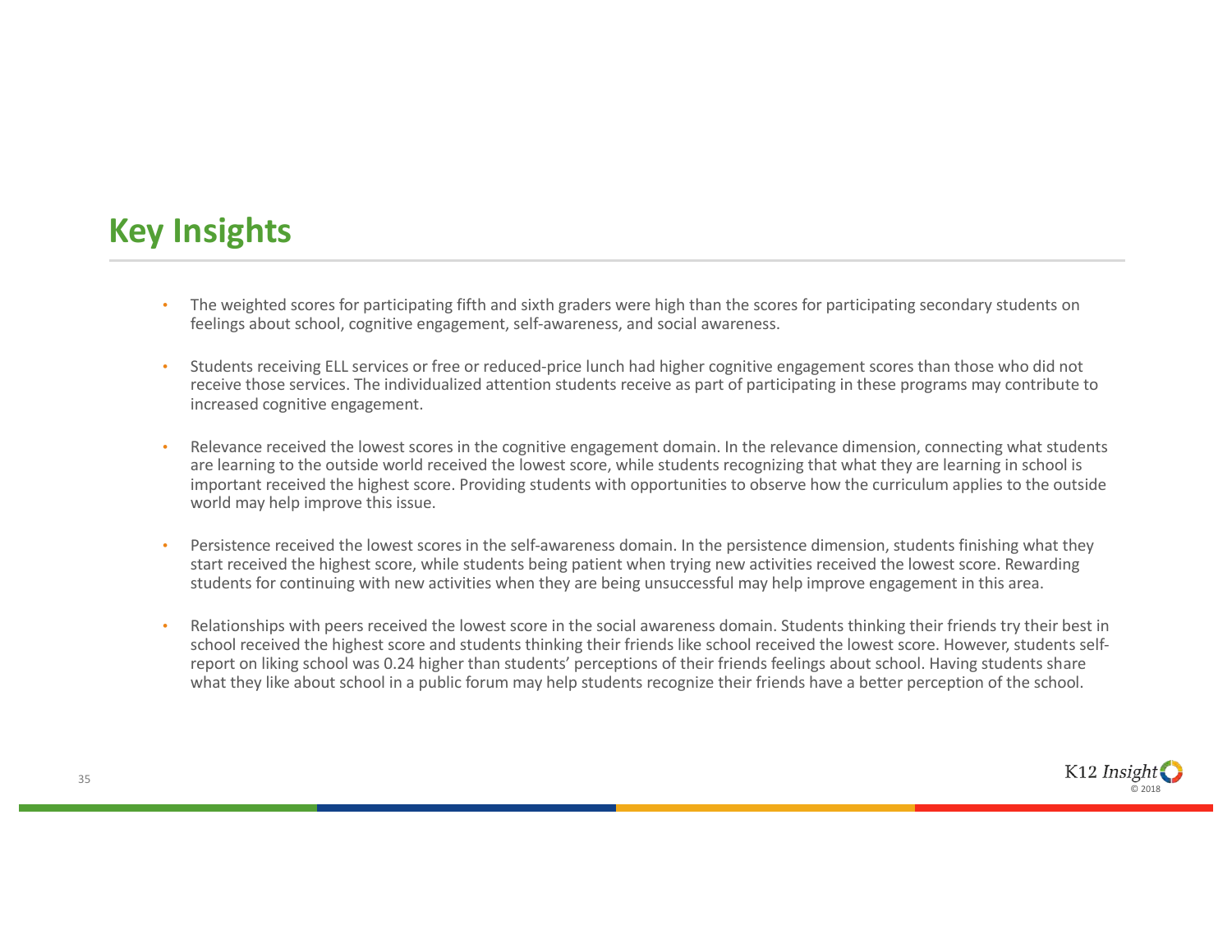# Key Insights

- The weighted scores for participating fifth and sixth graders were high than the scores for participating secondary students on feelings about school, cognitive engagement, self-awareness, and social awareness.
- Students receiving ELL services or free or reduced-price lunch had higher cognitive engagement scores than those who did not receive those services. The individualized attention students receive as part of participating in these programs may contribute to increased cognitive engagement.
- Relevance received the lowest scores in the cognitive engagement domain. In the relevance dimension, connecting what students are learning to the outside world received the lowest score, while students recognizing that what they are learning in school is important received the highest score. Providing students with opportunities to observe how the curriculum applies to the outside world may help improve this issue.
- Persistence received the lowest scores in the self-awareness domain. In the persistence dimension, students finishing what they start received the highest score, while students being patient when trying new activities received the lowest score. Rewarding students for continuing with new activities when they are being unsuccessful may help improve engagement in this area.
- Relationships with peers received the lowest score in the social awareness domain. Students thinking their friends try their best in school received the highest score and students thinking their friends like school received the lowest score. However, students self-report on liking school was 0.24 higher than students' perceptions of their friends feelings about school. Having students share what they like about school in a public forum may help students recognize their friends have a better perception of the school.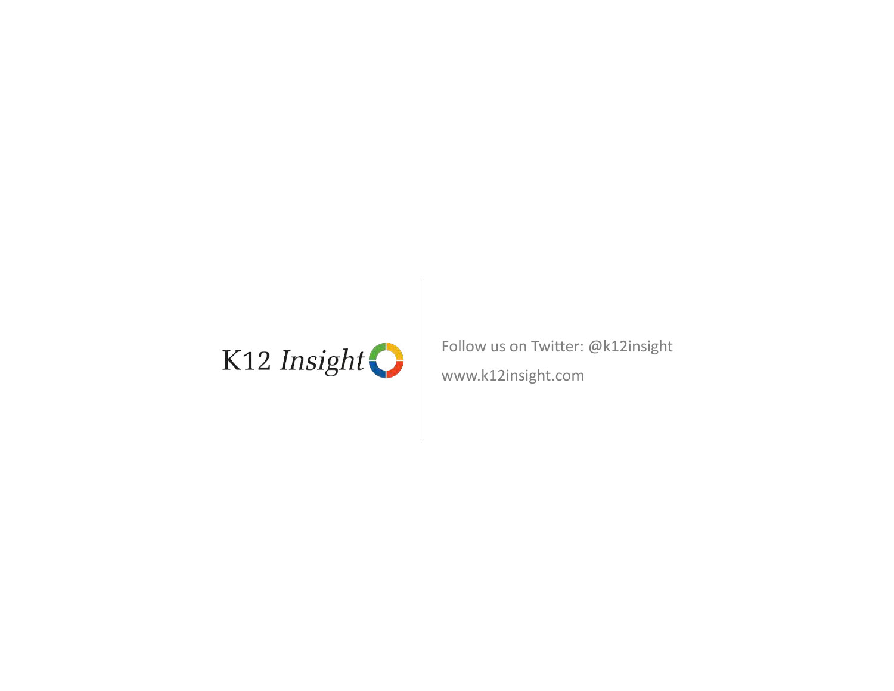K12 *Insight*

Follow us on Twitter: @k12insight

www.k12insight.com